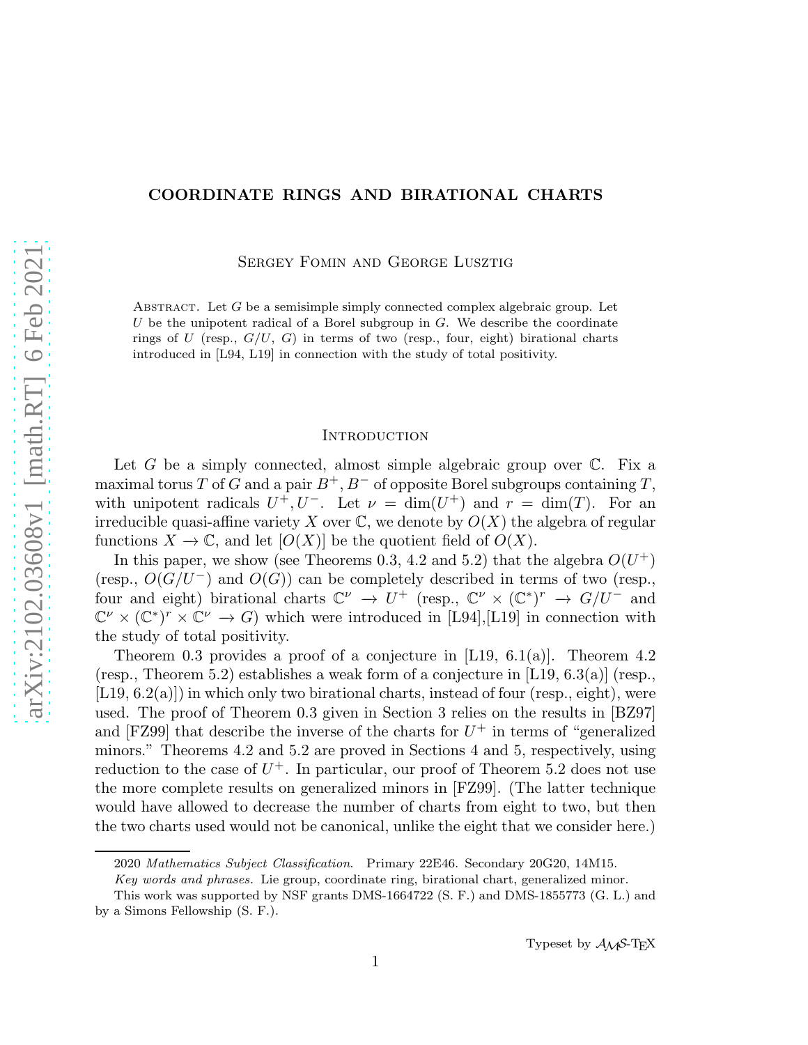# COORDINATE RINGS AND BIRATIONAL CHARTS

Sergey Fomin and George Lusztig

Abstract. Let $G$ be a semisimple simply connected complex algebraic group. Let $U$ be the unipotent radical of a Borel subgroup in $G$. We describe the coordinate rings of $U$ (resp., $G/U$, $G$) in terms of two (resp., four, eight) birational charts introduced in [L94, L19] in connection with the study of total positivity.

## Introduction

Let $G$ be a simply connected, almost simple algebraic group over $\mathbf{C}$. Fix a maximal torus $T$ of $G$ and a pair $B^+, B^-$ of opposite Borel subgroups containing $T$, with unipotent radicals $U^+, U^-$. Let $\nu = \dim(U^+)$ and $r = \dim(T)$. For an irreducible quasi-affine variety $X$ over $\mathbf{C}$, we denote by $O(X)$ the algebra of regular functions $X \to \mathbf{C}$, and let $[O(X)]$ be the quotient field of $O(X)$.

In this paper, we show (see Theorems 0.3, 4.2 and 5.2) that the algebra $O(U^+)$ (resp., $O(G/U^-)$ and $O(G)$) can be completely described in terms of two (resp., four and eight) birational charts $\mathbf{C}^\nu \to U^+$ (resp., $\mathbf{C}^\nu \times (\mathbf{C}^*)^r \to G/U^-$ and $\mathbf{C}^\nu \times (\mathbf{C}^*)^r \times \mathbf{C}^\nu \to G$) which were introduced in [L94],[L19] in connection with the study of total positivity.

Theorem 0.3 provides a proof of a conjecture in [L19, 6.1(a)]. Theorem 4.2 (resp., Theorem 5.2) establishes a weak form of a conjecture in [L19, 6.3(a)] (resp., [L19, 6.2(a)]) in which only two birational charts, instead of four (resp., eight), were used. The proof of Theorem 0.3 given in Section 3 relies on the results in [BZ97] and [FZ99] that describe the inverse of the charts for $U^+$ in terms of "generalized minors." Theorems 4.2 and 5.2 are proved in Sections 4 and 5, respectively, using reduction to the case of $U^+$. In particular, our proof of Theorem 5.2 does not use the more complete results on generalized minors in [FZ99]. (The latter technique would have allowed to decrease the number of charts from eight to two, but then the two charts used would not be canonical, unlike the eight that we consider here.)

---

2020 *Mathematics Subject Classification*. Primary 22E46. Secondary 20G20, 14M15.

*Key words and phrases.* Lie group, coordinate ring, birational chart, generalized minor.

This work was supported by NSF grants DMS-1664722 (S. F.) and DMS-1855773 (G. L.) and by a Simons Fellowship (S. F.).

Typeset by $\mathcal{AMS}$-TeX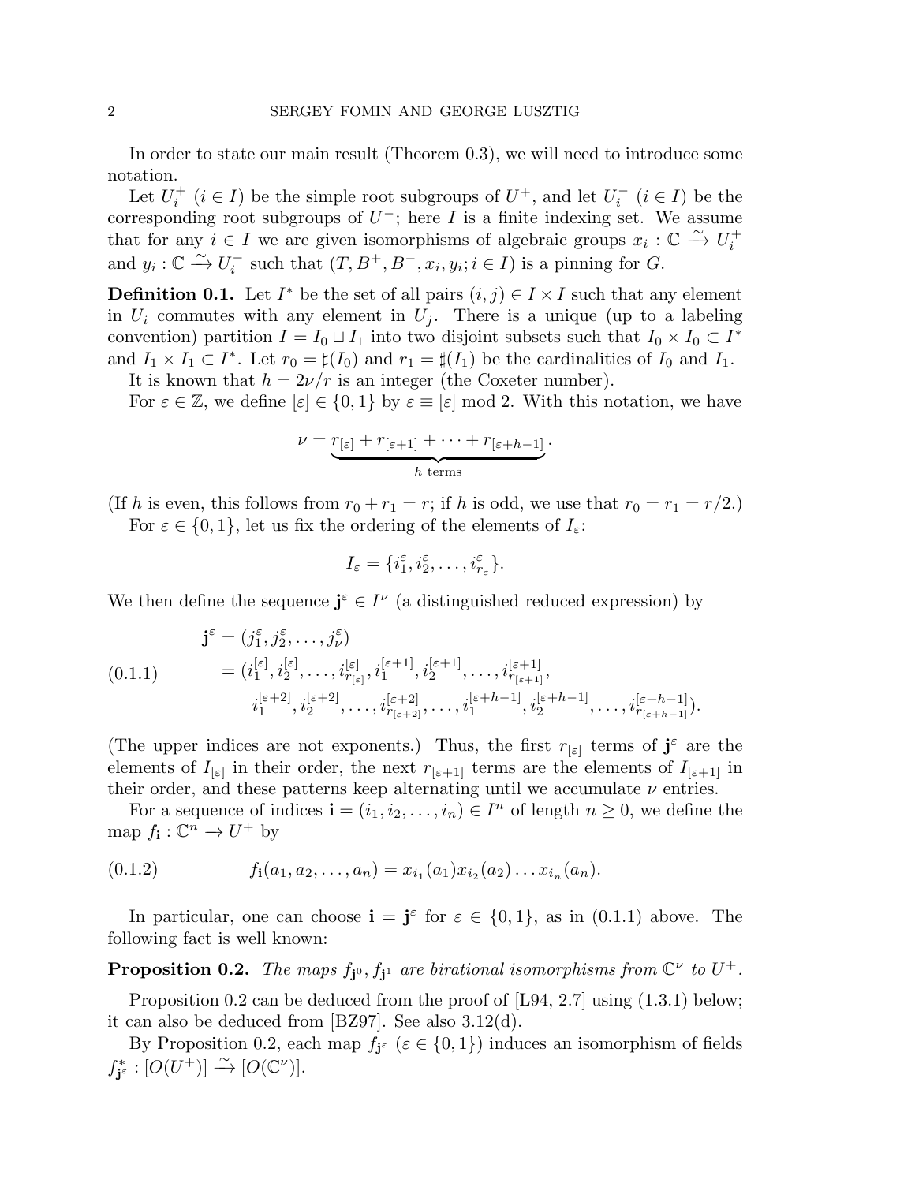In order to state our main result (Theorem 0.3), we will need to introduce some notation.

Let $U_i^+$ ($i \in I$) be the simple root subgroups of $U^+$, and let $U_i^-$ ($i \in I$) be the corresponding root subgroups of $U^-$; here $I$ is a finite indexing set. We assume that for any $i \in I$ we are given isomorphisms of algebraic groups $x_i : \mathbb{C} \xrightarrow{\sim} U_i^+$ and $y_i : \mathbb{C} \xrightarrow{\sim} U_i^-$ such that $(T, B^+, B^-, x_i, y_i; i \in I)$ is a pinning for $G$.

**Definition 0.1.** Let $I^*$ be the set of all pairs $(i,j) \in I \times I$ such that any element in $U_i$ commutes with any element in $U_j$. There is a unique (up to a labeling convention) partition $I = I_0 \sqcup I_1$ into two disjoint subsets such that $I_0 \times I_0 \subset I^*$ and $I_1 \times I_1 \subset I^*$. Let $r_0 = \sharp(I_0)$ and $r_1 = \sharp(I_1)$ be the cardinalities of $I_0$ and $I_1$.

It is known that $h = 2\nu/r$ is an integer (the Coxeter number).

For $\varepsilon \in \mathbb{Z}$, we define $[\varepsilon] \in \{0,1\}$ by $\varepsilon \equiv [\varepsilon] \bmod 2$. With this notation, we have

$$\nu = \underbrace{r_{[\varepsilon]} + r_{[\varepsilon+1]} + \cdots + r_{[\varepsilon+h-1]}}_{h \text{ terms}}.$$

(If $h$ is even, this follows from $r_0 + r_1 = r$; if $h$ is odd, we use that $r_0 = r_1 = r/2$.)

For $\varepsilon \in \{0,1\}$, let us fix the ordering of the elements of $I_\varepsilon$:

$$I_\varepsilon = \{i_1^\varepsilon, i_2^\varepsilon, \ldots, i_{r_\varepsilon}^\varepsilon\}.$$

We then define the sequence $\mathbf{j}^\varepsilon \in I^\nu$ (a distinguished reduced expression) by

$$\begin{aligned}
\mathbf{j}^\varepsilon &= (j_1^\varepsilon, j_2^\varepsilon, \ldots, j_\nu^\varepsilon) \\
&= (i_1^{[\varepsilon]}, i_2^{[\varepsilon]}, \ldots, i_{r_{[\varepsilon]}}^{[\varepsilon]}, i_1^{[\varepsilon+1]}, i_2^{[\varepsilon+1]}, \ldots, i_{r_{[\varepsilon+1]}}^{[\varepsilon+1]}, \\
&\qquad i_1^{[\varepsilon+2]}, i_2^{[\varepsilon+2]}, \ldots, i_{r_{[\varepsilon+2]}}^{[\varepsilon+2]}, \ldots, i_1^{[\varepsilon+h-1]}, i_2^{[\varepsilon+h-1]}, \ldots, i_{r_{[\varepsilon+h-1]}}^{[\varepsilon+h-1]}).
\end{aligned} \tag{0.1.1}$$

(The upper indices are not exponents.) Thus, the first $r_{[\varepsilon]}$ terms of $\mathbf{j}^\varepsilon$ are the elements of $I_{[\varepsilon]}$ in their order, the next $r_{[\varepsilon+1]}$ terms are the elements of $I_{[\varepsilon+1]}$ in their order, and these patterns keep alternating until we accumulate $\nu$ entries.

For a sequence of indices $\mathbf{i} = (i_1, i_2, \ldots, i_n) \in I^n$ of length $n \geq 0$, we define the map $f_\mathbf{i} : \mathbb{C}^n \to U^+$ by

$$f_\mathbf{i}(a_1, a_2, \ldots, a_n) = x_{i_1}(a_1) x_{i_2}(a_2) \ldots x_{i_n}(a_n). \tag{0.1.2}$$

In particular, one can choose $\mathbf{i} = \mathbf{j}^\varepsilon$ for $\varepsilon \in \{0,1\}$, as in (0.1.1) above. The following fact is well known:

**Proposition 0.2.** *The maps $f_{\mathbf{j}^0}, f_{\mathbf{j}^1}$ are birational isomorphisms from $\mathbb{C}^\nu$ to $U^+$.*

Proposition 0.2 can be deduced from the proof of [L94, 2.7] using (1.3.1) below; it can also be deduced from [BZ97]. See also 3.12(d).

By Proposition 0.2, each map $f_{\mathbf{j}^\varepsilon}$ ($\varepsilon \in \{0,1\}$) induces an isomorphism of fields $f_{\mathbf{j}^\varepsilon}^* : [O(U^+)] \xrightarrow{\sim} [O(\mathbb{C}^\nu)]$.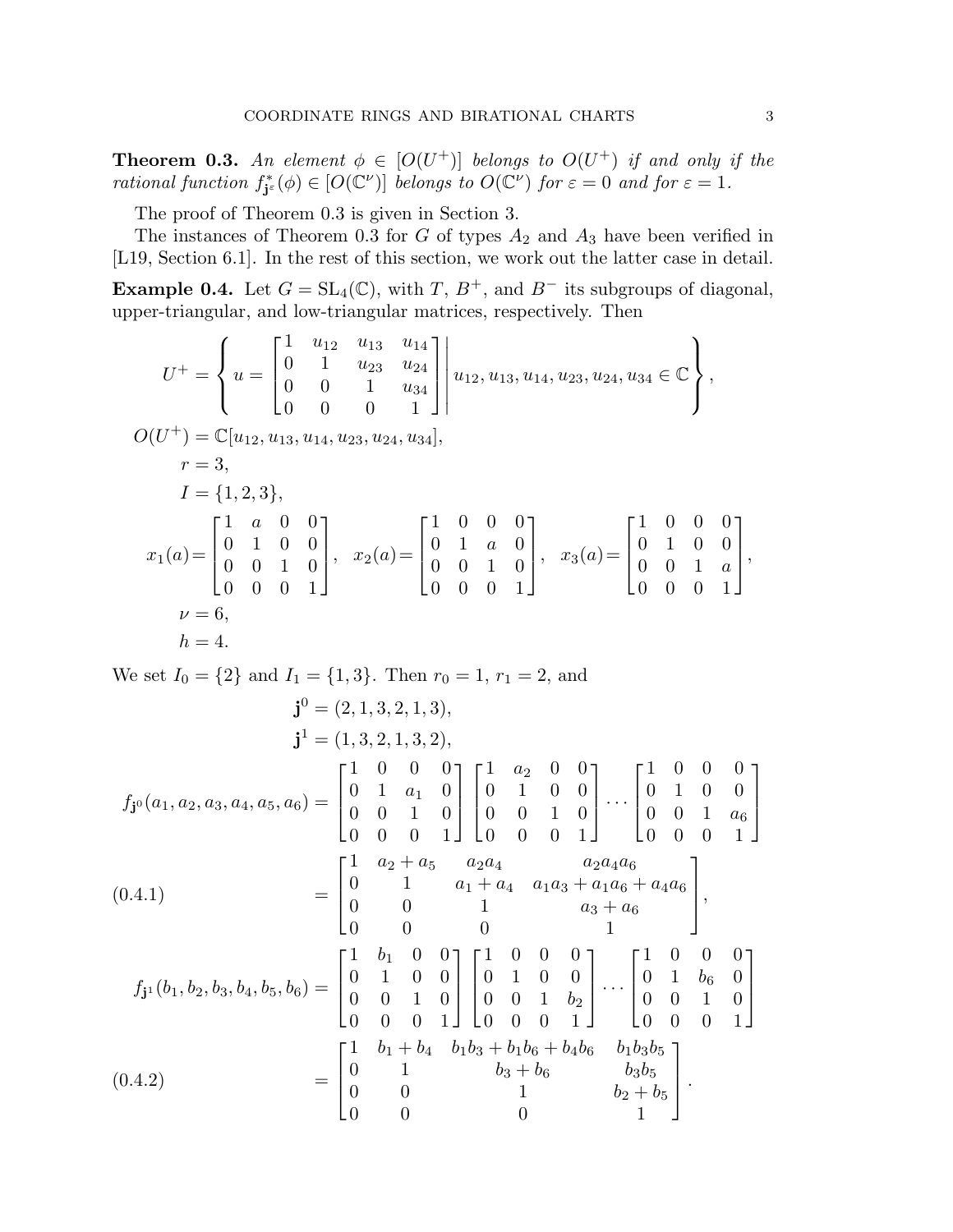**Theorem 0.3.** *An element $\phi \in [O(U^+)]$ belongs to $O(U^+)$ if and only if the rational function $f^*_{\mathbf{j}^\varepsilon}(\phi) \in [O(\mathbb{C}^\nu)]$ belongs to $O(\mathbb{C}^\nu)$ for $\varepsilon = 0$ and for $\varepsilon = 1$.*

The proof of Theorem 0.3 is given in Section 3.

The instances of Theorem 0.3 for $G$ of types $A_2$ and $A_3$ have been verified in [L19, Section 6.1]. In the rest of this section, we work out the latter case in detail.

**Example 0.4.** Let $G = \mathrm{SL}_4(\mathbb{C})$, with $T$, $B^+$, and $B^-$ its subgroups of diagonal, upper-triangular, and low-triangular matrices, respectively. Then

$$
\begin{aligned}
U^+ &= \left\{ u = \begin{bmatrix} 1 & u_{12} & u_{13} & u_{14} \\ 0 & 1 & u_{23} & u_{24} \\ 0 & 0 & 1 & u_{34} \\ 0 & 0 & 0 & 1 \end{bmatrix} \middle| \, u_{12}, u_{13}, u_{14}, u_{23}, u_{24}, u_{34} \in \mathbb{C} \right\}, \\
O(U^+) &= \mathbb{C}[u_{12}, u_{13}, u_{14}, u_{23}, u_{24}, u_{34}], \\
r &= 3, \\
I &= \{1, 2, 3\}, \\
x_1(a) &= \begin{bmatrix} 1 & a & 0 & 0 \\ 0 & 1 & 0 & 0 \\ 0 & 0 & 1 & 0 \\ 0 & 0 & 0 & 1 \end{bmatrix}, \quad x_2(a) = \begin{bmatrix} 1 & 0 & 0 & 0 \\ 0 & 1 & a & 0 \\ 0 & 0 & 1 & 0 \\ 0 & 0 & 0 & 1 \end{bmatrix}, \quad x_3(a) = \begin{bmatrix} 1 & 0 & 0 & 0 \\ 0 & 1 & 0 & 0 \\ 0 & 0 & 1 & a \\ 0 & 0 & 0 & 1 \end{bmatrix}, \\
\nu &= 6, \\
h &= 4.
\end{aligned}
$$

We set $I_0 = \{2\}$ and $I_1 = \{1, 3\}$. Then $r_0 = 1$, $r_1 = 2$, and

$$
\begin{aligned}
\mathbf{j}^0 &= (2, 1, 3, 2, 1, 3), \\
\mathbf{j}^1 &= (1, 3, 2, 1, 3, 2), \\
f_{\mathbf{j}^0}(a_1, a_2, a_3, a_4, a_5, a_6) &= \begin{bmatrix} 1 & 0 & 0 & 0 \\ 0 & 1 & a_1 & 0 \\ 0 & 0 & 1 & 0 \\ 0 & 0 & 0 & 1 \end{bmatrix} \begin{bmatrix} 1 & a_2 & 0 & 0 \\ 0 & 1 & 0 & 0 \\ 0 & 0 & 1 & 0 \\ 0 & 0 & 0 & 1 \end{bmatrix} \cdots \begin{bmatrix} 1 & 0 & 0 & 0 \\ 0 & 1 & 0 & 0 \\ 0 & 0 & 1 & a_6 \\ 0 & 0 & 0 & 1 \end{bmatrix} \\
&= \begin{bmatrix} 1 & a_2 + a_5 & a_2 a_4 & a_2 a_4 a_6 \\ 0 & 1 & a_1 + a_4 & a_1 a_3 + a_1 a_6 + a_4 a_6 \\ 0 & 0 & 1 & a_3 + a_6 \\ 0 & 0 & 0 & 1 \end{bmatrix}, \qquad (0.4.1) \\
f_{\mathbf{j}^1}(b_1, b_2, b_3, b_4, b_5, b_6) &= \begin{bmatrix} 1 & b_1 & 0 & 0 \\ 0 & 1 & 0 & 0 \\ 0 & 0 & 1 & 0 \\ 0 & 0 & 0 & 1 \end{bmatrix} \begin{bmatrix} 1 & 0 & 0 & 0 \\ 0 & 1 & 0 & 0 \\ 0 & 0 & 1 & b_2 \\ 0 & 0 & 0 & 1 \end{bmatrix} \cdots \begin{bmatrix} 1 & 0 & 0 & 0 \\ 0 & 1 & b_6 & 0 \\ 0 & 0 & 1 & 0 \\ 0 & 0 & 0 & 1 \end{bmatrix} \\
&= \begin{bmatrix} 1 & b_1 + b_4 & b_1 b_3 + b_1 b_6 + b_4 b_6 & b_1 b_3 b_5 \\ 0 & 1 & b_3 + b_6 & b_3 b_5 \\ 0 & 0 & 1 & b_2 + b_5 \\ 0 & 0 & 0 & 1 \end{bmatrix}. \qquad (0.4.2)
\end{aligned}
$$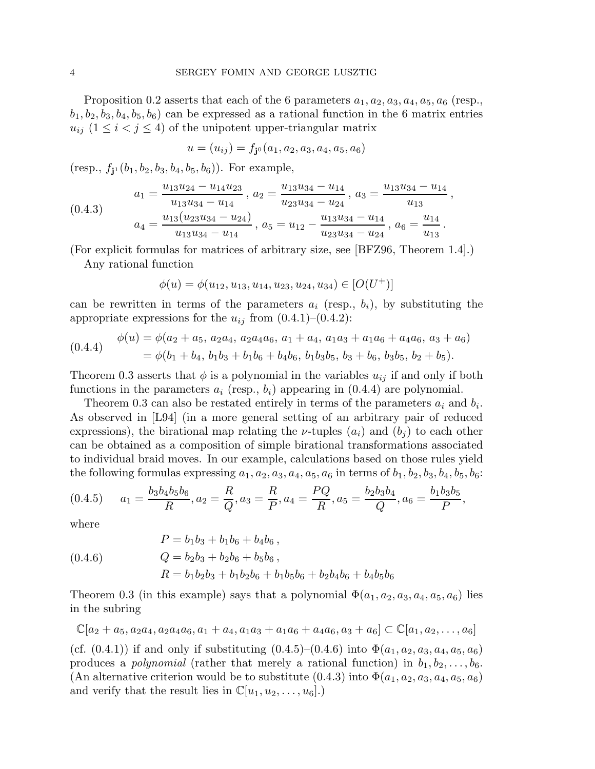Proposition 0.2 asserts that each of the 6 parameters $a_1, a_2, a_3, a_4, a_5, a_6$ (resp., $b_1, b_2, b_3, b_4, b_5, b_6$) can be expressed as a rational function in the 6 matrix entries $u_{ij}$ ($1 \le i < j \le 4$) of the unipotent upper-triangular matrix

$$u = (u_{ij}) = f_{\mathbf{j}^0}(a_1, a_2, a_3, a_4, a_5, a_6)$$

(resp., $f_{\mathbf{j}^1}(b_1, b_2, b_3, b_4, b_5, b_6)$). For example,

$$
\begin{aligned}
&a_1 = \frac{u_{13}u_{24} - u_{14}u_{23}}{u_{13}u_{34} - u_{14}}\,,\; a_2 = \frac{u_{13}u_{34} - u_{14}}{u_{23}u_{34} - u_{24}}\,,\; a_3 = \frac{u_{13}u_{34} - u_{14}}{u_{13}}\,,\\
&a_4 = \frac{u_{13}(u_{23}u_{34} - u_{24})}{u_{13}u_{34} - u_{14}}\,,\; a_5 = u_{12} - \frac{u_{13}u_{34} - u_{14}}{u_{23}u_{34} - u_{24}}\,,\; a_6 = \frac{u_{14}}{u_{13}}\,.
\end{aligned}
\tag{0.4.3}
$$

(For explicit formulas for matrices of arbitrary size, see [BFZ96, Theorem 1.4].)

Any rational function

$$\phi(u) = \phi(u_{12}, u_{13}, u_{14}, u_{23}, u_{24}, u_{34}) \in [O(U^+)]$$

can be rewritten in terms of the parameters $a_i$ (resp., $b_i$), by substituting the appropriate expressions for the $u_{ij}$ from (0.4.1)–(0.4.2):

$$
\begin{aligned}
\phi(u) &= \phi(a_2 + a_5,\; a_2a_4,\; a_2a_4a_6,\; a_1 + a_4,\; a_1a_3 + a_1a_6 + a_4a_6,\; a_3 + a_6)\\
&= \phi(b_1 + b_4,\; b_1b_3 + b_1b_6 + b_4b_6,\; b_1b_3b_5,\; b_3 + b_6,\; b_3b_5,\; b_2 + b_5).
\end{aligned}
\tag{0.4.4}
$$

Theorem 0.3 asserts that $\phi$ is a polynomial in the variables $u_{ij}$ if and only if both functions in the parameters $a_i$ (resp., $b_i$) appearing in (0.4.4) are polynomial.

Theorem 0.3 can also be restated entirely in terms of the parameters $a_i$ and $b_i$. As observed in [L94] (in a more general setting of an arbitrary pair of reduced expressions), the birational map relating the $\nu$-tuples $(a_i)$ and $(b_j)$ to each other can be obtained as a composition of simple birational transformations associated to individual braid moves. In our example, calculations based on those rules yield the following formulas expressing $a_1, a_2, a_3, a_4, a_5, a_6$ in terms of $b_1, b_2, b_3, b_4, b_5, b_6$:

$$a_1 = \frac{b_3b_4b_5b_6}{R}, a_2 = \frac{R}{Q}, a_3 = \frac{R}{P}, a_4 = \frac{PQ}{R}, a_5 = \frac{b_2b_3b_4}{Q}, a_6 = \frac{b_1b_3b_5}{P}, \tag{0.4.5}$$

where

$$
\begin{aligned}
P &= b_1b_3 + b_1b_6 + b_4b_6\,,\\
Q &= b_2b_3 + b_2b_6 + b_5b_6\,,\\
R &= b_1b_2b_3 + b_1b_2b_6 + b_1b_5b_6 + b_2b_4b_6 + b_4b_5b_6
\end{aligned}
\tag{0.4.6}
$$

Theorem 0.3 (in this example) says that a polynomial $\Phi(a_1, a_2, a_3, a_4, a_5, a_6)$ lies in the subring

$$\mathbb{C}[a_2 + a_5, a_2a_4, a_2a_4a_6, a_1 + a_4, a_1a_3 + a_1a_6 + a_4a_6, a_3 + a_6] \subset \mathbb{C}[a_1, a_2, \ldots, a_6]$$

(cf. (0.4.1)) if and only if substituting (0.4.5)–(0.4.6) into $\Phi(a_1, a_2, a_3, a_4, a_5, a_6)$ produces a *polynomial* (rather that merely a rational function) in $b_1, b_2, \ldots, b_6$. (An alternative criterion would be to substitute (0.4.3) into $\Phi(a_1, a_2, a_3, a_4, a_5, a_6)$ and verify that the result lies in $\mathbb{C}[u_1, u_2, \ldots, u_6]$.)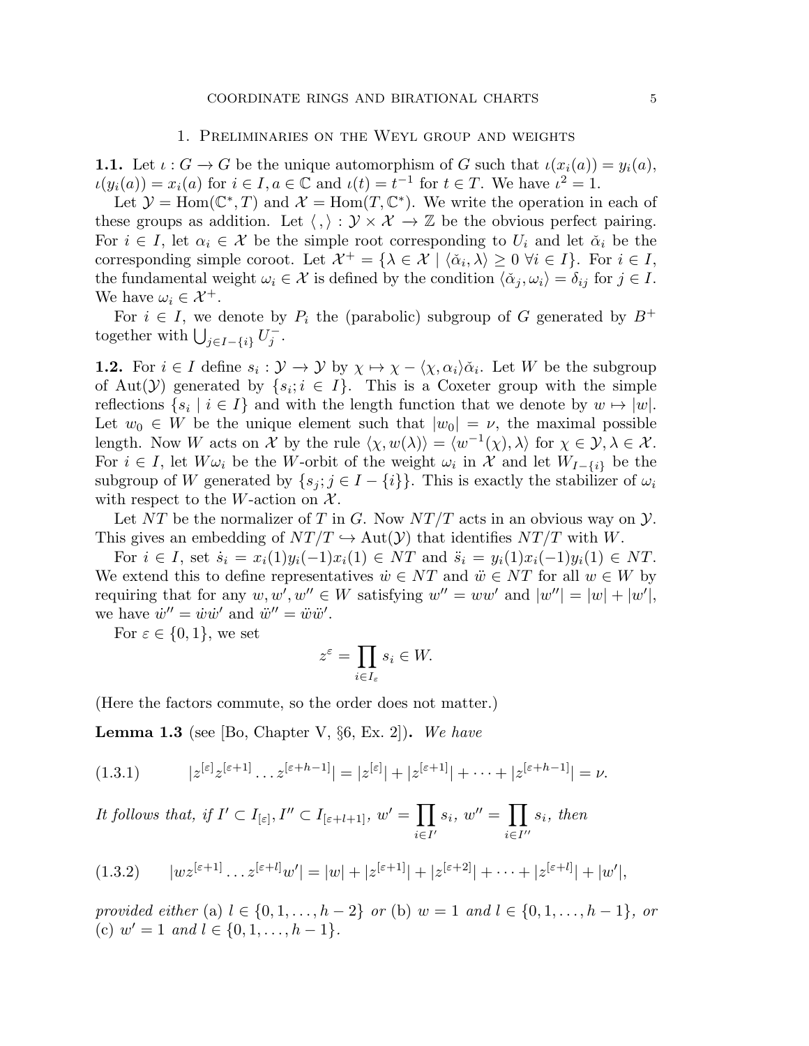## 1. Preliminaries on the Weyl group and weights

**1.1.** Let $\iota : G \to G$ be the unique automorphism of $G$ such that $\iota(x_i(a)) = y_i(a)$, $\iota(y_i(a)) = x_i(a)$ for $i \in I, a \in \mathbf{C}$ and $\iota(t) = t^{-1}$ for $t \in T$. We have $\iota^2 = 1$.

Let $\mathcal{Y} = \mathrm{Hom}(\mathbf{C}^*, T)$ and $\mathcal{X} = \mathrm{Hom}(T, \mathbf{C}^*)$. We write the operation in each of these groups as addition. Let $\langle , \rangle : \mathcal{Y} \times \mathcal{X} \to \mathbf{Z}$ be the obvious perfect pairing. For $i \in I$, let $\alpha_i \in \mathcal{X}$ be the simple root corresponding to $U_i$ and let $\check{\alpha}_i$ be the corresponding simple coroot. Let $\mathcal{X}^+ = \{\lambda \in \mathcal{X} \mid \langle \check{\alpha}_i, \lambda \rangle \geq 0 \ \forall i \in I\}$. For $i \in I$, the fundamental weight $\omega_i \in \mathcal{X}$ is defined by the condition $\langle \check{\alpha}_j, \omega_i \rangle = \delta_{ij}$ for $j \in I$. We have $\omega_i \in \mathcal{X}^+$.

For $i \in I$, we denote by $P_i$ the (parabolic) subgroup of $G$ generated by $B^+$ together with $\bigcup_{j \in I - \{i\}} U_j^-$.

**1.2.** For $i \in I$ define $s_i : \mathcal{Y} \to \mathcal{Y}$ by $\chi \mapsto \chi - \langle \chi, \alpha_i \rangle \check{\alpha}_i$. Let $W$ be the subgroup of $\mathrm{Aut}(\mathcal{Y})$ generated by $\{s_i; i \in I\}$. This is a Coxeter group with the simple reflections $\{s_i \mid i \in I\}$ and with the length function that we denote by $w \mapsto |w|$. Let $w_0 \in W$ be the unique element such that $|w_0| = \nu$, the maximal possible length. Now $W$ acts on $\mathcal{X}$ by the rule $\langle \chi, w(\lambda) \rangle = \langle w^{-1}(\chi), \lambda \rangle$ for $\chi \in \mathcal{Y}, \lambda \in \mathcal{X}$. For $i \in I$, let $W\omega_i$ be the $W$-orbit of the weight $\omega_i$ in $\mathcal{X}$ and let $W_{I-\{i\}}$ be the subgroup of $W$ generated by $\{s_j; j \in I - \{i\}\}$. This is exactly the stabilizer of $\omega_i$ with respect to the $W$-action on $\mathcal{X}$.

Let $NT$ be the normalizer of $T$ in $G$. Now $NT/T$ acts in an obvious way on $\mathcal{Y}$. This gives an embedding of $NT/T \hookrightarrow \mathrm{Aut}(\mathcal{Y})$ that identifies $NT/T$ with $W$.

For $i \in I$, set $\dot{s}_i = x_i(1)y_i(-1)x_i(1) \in NT$ and $\ddot{s}_i = y_i(1)x_i(-1)y_i(1) \in NT$. We extend this to define representatives $\dot{w} \in NT$ and $\ddot{w} \in NT$ for all $w \in W$ by requiring that for any $w, w', w'' \in W$ satisfying $w'' = ww'$ and $|w''| = |w| + |w'|$, we have $\dot{w}'' = \dot{w}\dot{w}'$ and $\ddot{w}'' = \ddot{w}\ddot{w}'$.

For $\varepsilon \in \{0, 1\}$, we set

$$z^{\varepsilon} = \prod_{i \in I_{\varepsilon}} s_i \in W.$$

(Here the factors commute, so the order does not matter.)

**Lemma 1.3** (see [Bo, Chapter V, §6, Ex. 2])**.** *We have*

$$|z^{[\varepsilon]} z^{[\varepsilon+1]} \dots z^{[\varepsilon+h-1]}| = |z^{[\varepsilon]}| + |z^{[\varepsilon+1]}| + \dots + |z^{[\varepsilon+h-1]}| = \nu. \tag{1.3.1}$$

*It follows that, if* $I' \subset I_{[\varepsilon]}, I'' \subset I_{[\varepsilon+l+1]}$, $w' = \prod_{i \in I'} s_i$, $w'' = \prod_{i \in I''} s_i$, *then*

$$|wz^{[\varepsilon+1]} \dots z^{[\varepsilon+l]} w'| = |w| + |z^{[\varepsilon+1]}| + |z^{[\varepsilon+2]}| + \dots + |z^{[\varepsilon+l]}| + |w'|, \tag{1.3.2}$$

*provided either* (a) $l \in \{0, 1, \dots, h-2\}$ *or* (b) $w = 1$ *and* $l \in \{0, 1, \dots, h-1\}$, *or* (c) $w' = 1$ *and* $l \in \{0, 1, \dots, h-1\}$.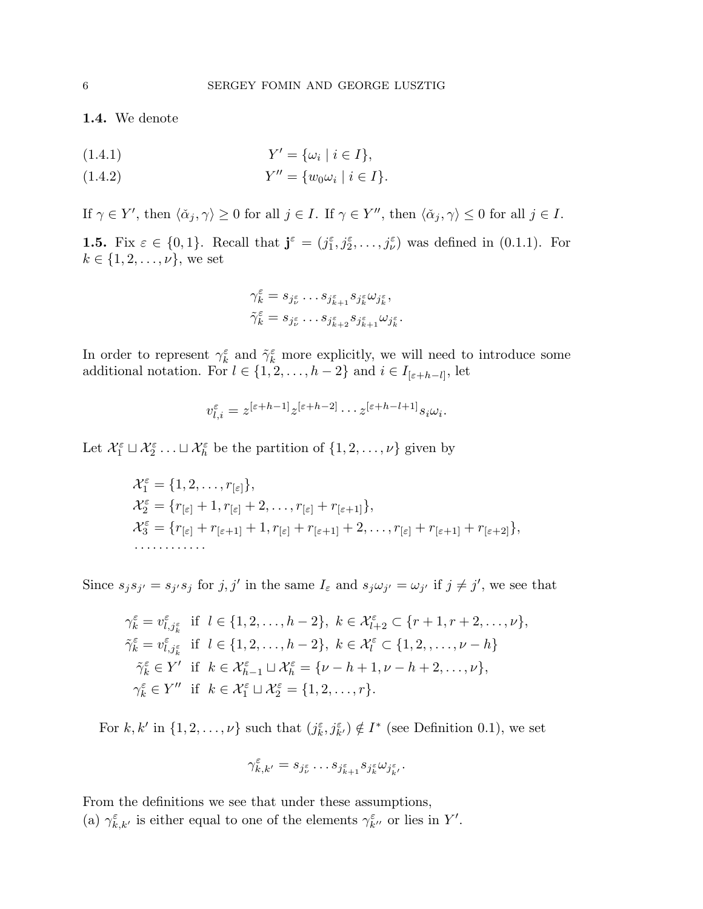**1.4.** We denote

$$Y' = \{\omega_i \mid i \in I\}, \tag{1.4.1}$$

$$Y'' = \{w_0 \omega_i \mid i \in I\}. \tag{1.4.2}$$

If $\gamma \in Y'$, then $\langle \check{\alpha}_j, \gamma \rangle \geq 0$ for all $j \in I$. If $\gamma \in Y''$, then $\langle \check{\alpha}_j, \gamma \rangle \leq 0$ for all $j \in I$.

**1.5.** Fix $\varepsilon \in \{0, 1\}$. Recall that $\mathbf{j}^\varepsilon = (j_1^\varepsilon, j_2^\varepsilon, \ldots, j_\nu^\varepsilon)$ was defined in (0.1.1). For $k \in \{1, 2, \ldots, \nu\}$, we set

$$\gamma_k^\varepsilon = s_{j_\nu^\varepsilon} \ldots s_{j_{k+1}^\varepsilon} s_{j_k^\varepsilon} \omega_{j_k^\varepsilon},$$
$$\tilde{\gamma}_k^\varepsilon = s_{j_\nu^\varepsilon} \ldots s_{j_{k+2}^\varepsilon} s_{j_{k+1}^\varepsilon} \omega_{j_k^\varepsilon}.$$

In order to represent $\gamma_k^\varepsilon$ and $\tilde{\gamma}_k^\varepsilon$ more explicitly, we will need to introduce some additional notation. For $l \in \{1, 2, \ldots, h-2\}$ and $i \in I_{[\varepsilon+h-l]}$, let

$$v_{l,i}^\varepsilon = z^{[\varepsilon+h-1]} z^{[\varepsilon+h-2]} \cdots z^{[\varepsilon+h-l+1]} s_i \omega_i.$$

Let $\mathcal{X}_1^\varepsilon \sqcup \mathcal{X}_2^\varepsilon \ldots \sqcup \mathcal{X}_h^\varepsilon$ be the partition of $\{1, 2, \ldots, \nu\}$ given by

$$\mathcal{X}_1^\varepsilon = \{1, 2, \ldots, r_{[\varepsilon]}\},$$
$$\mathcal{X}_2^\varepsilon = \{r_{[\varepsilon]} + 1, r_{[\varepsilon]} + 2, \ldots, r_{[\varepsilon]} + r_{[\varepsilon+1]}\},$$
$$\mathcal{X}_3^\varepsilon = \{r_{[\varepsilon]} + r_{[\varepsilon+1]} + 1, r_{[\varepsilon]} + r_{[\varepsilon+1]} + 2, \ldots, r_{[\varepsilon]} + r_{[\varepsilon+1]} + r_{[\varepsilon+2]}\},$$
$$\cdots\cdots\cdots\cdots$$

Since $s_j s_{j'} = s_{j'} s_j$ for $j, j'$ in the same $I_\varepsilon$ and $s_j \omega_{j'} = \omega_{j'}$ if $j \neq j'$, we see that

$$\begin{aligned}
\gamma_k^\varepsilon &= v_{l,j_k^\varepsilon}^\varepsilon \quad \text{if } \ l \in \{1, 2, \ldots, h-2\}, \ k \in \mathcal{X}_{l+2}^\varepsilon \subset \{r+1, r+2, \ldots, \nu\}, \\
\tilde{\gamma}_k^\varepsilon &= v_{l,j_k^\varepsilon}^\varepsilon \quad \text{if } \ l \in \{1, 2, \ldots, h-2\}, \ k \in \mathcal{X}_l^\varepsilon \subset \{1, 2, \ldots, \nu - h\} \\
\tilde{\gamma}_k^\varepsilon &\in Y' \quad \text{if } \ k \in \mathcal{X}_{h-1}^\varepsilon \sqcup \mathcal{X}_h^\varepsilon = \{\nu - h + 1, \nu - h + 2, \ldots, \nu\}, \\
\gamma_k^\varepsilon &\in Y'' \quad \text{if } \ k \in \mathcal{X}_1^\varepsilon \sqcup \mathcal{X}_2^\varepsilon = \{1, 2, \ldots, r\}.
\end{aligned}$$

For $k, k'$ in $\{1, 2, \ldots, \nu\}$ such that $(j_k^\varepsilon, j_{k'}^\varepsilon) \notin I^*$ (see Definition 0.1), we set

$$\gamma_{k,k'}^\varepsilon = s_{j_\nu^\varepsilon} \ldots s_{j_{k+1}^\varepsilon} s_{j_k^\varepsilon} \omega_{j_{k'}^\varepsilon}.$$

From the definitions we see that under these assumptions,
(a) $\gamma_{k,k'}^\varepsilon$ is either equal to one of the elements $\gamma_{k''}^\varepsilon$ or lies in $Y'$.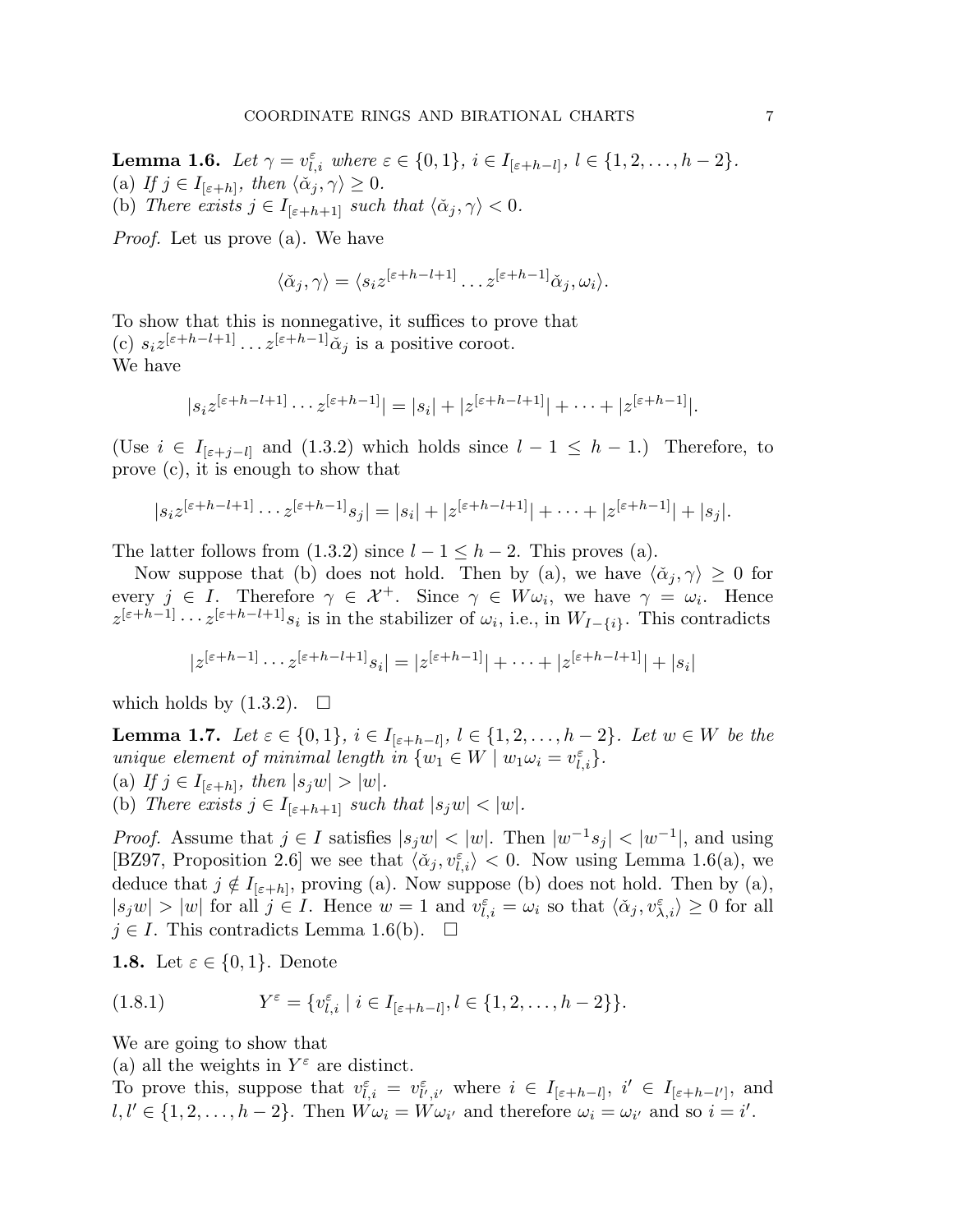**Lemma 1.6.** *Let $\gamma = v^\varepsilon_{l,i}$ where $\varepsilon \in \{0,1\}$, $i \in I_{[\varepsilon+h-l]}$, $l \in \{1,2,\dots,h-2\}$.*
*(a) If $j \in I_{[\varepsilon+h]}$, then $\langle \check{\alpha}_j, \gamma\rangle \geq 0$.*
*(b) There exists $j \in I_{[\varepsilon+h+1]}$ such that $\langle \check{\alpha}_j, \gamma\rangle < 0$.*

*Proof.* Let us prove (a). We have

$$\langle \check{\alpha}_j, \gamma\rangle = \langle s_i z^{[\varepsilon+h-l+1]} \dots z^{[\varepsilon+h-1]} \check{\alpha}_j, \omega_i\rangle.$$

To show that this is nonnegative, it suffices to prove that
(c) $s_i z^{[\varepsilon+h-l+1]} \dots z^{[\varepsilon+h-1]} \check{\alpha}_j$ is a positive coroot.
We have

$$|s_i z^{[\varepsilon+h-l+1]} \cdots z^{[\varepsilon+h-1]}| = |s_i| + |z^{[\varepsilon+h-l+1]}| + \cdots + |z^{[\varepsilon+h-1]}|.$$

(Use $i \in I_{[\varepsilon+j-l]}$ and (1.3.2) which holds since $l-1 \leq h-1$.) Therefore, to prove (c), it is enough to show that

$$|s_i z^{[\varepsilon+h-l+1]} \cdots z^{[\varepsilon+h-1]} s_j| = |s_i| + |z^{[\varepsilon+h-l+1]}| + \cdots + |z^{[\varepsilon+h-1]}| + |s_j|.$$

The latter follows from (1.3.2) since $l-1 \leq h-2$. This proves (a).

Now suppose that (b) does not hold. Then by (a), we have $\langle \check{\alpha}_j, \gamma\rangle \geq 0$ for every $j \in I$. Therefore $\gamma \in \mathcal{X}^+$. Since $\gamma \in W\omega_i$, we have $\gamma = \omega_i$. Hence $z^{[\varepsilon+h-1]} \dots z^{[\varepsilon+h-l+1]} s_i$ is in the stabilizer of $\omega_i$, i.e., in $W_{I-\{i\}}$. This contradicts

$$|z^{[\varepsilon+h-1]} \cdots z^{[\varepsilon+h-l+1]} s_i| = |z^{[\varepsilon+h-1]}| + \cdots + |z^{[\varepsilon+h-l+1]}| + |s_i|$$

which holds by (1.3.2). $\square$

**Lemma 1.7.** *Let $\varepsilon \in \{0,1\}$, $i \in I_{[\varepsilon+h-l]}$, $l \in \{1,2,\dots,h-2\}$. Let $w \in W$ be the unique element of minimal length in $\{w_1 \in W \mid w_1\omega_i = v^\varepsilon_{l,i}\}$.*
*(a) If $j \in I_{[\varepsilon+h]}$, then $|s_j w| > |w|$.*
*(b) There exists $j \in I_{[\varepsilon+h+1]}$ such that $|s_j w| < |w|$.*

*Proof.* Assume that $j \in I$ satisfies $|s_j w| < |w|$. Then $|w^{-1}s_j| < |w^{-1}|$, and using [BZ97, Proposition 2.6] we see that $\langle \check{\alpha}_j, v^\varepsilon_{l,i}\rangle < 0$. Now using Lemma 1.6(a), we deduce that $j \notin I_{[\varepsilon+h]}$, proving (a). Now suppose (b) does not hold. Then by (a), $|s_j w| > |w|$ for all $j \in I$. Hence $w = 1$ and $v^\varepsilon_{l,i} = \omega_i$ so that $\langle \check{\alpha}_j, v^\varepsilon_{\lambda,i}\rangle \geq 0$ for all $j \in I$. This contradicts Lemma 1.6(b). $\square$

**1.8.** Let $\varepsilon \in \{0,1\}$. Denote

$$Y^\varepsilon = \{v^\varepsilon_{l,i} \mid i \in I_{[\varepsilon+h-l]}, l \in \{1,2,\dots,h-2\}\}. \tag{1.8.1}$$

We are going to show that
(a) all the weights in $Y^\varepsilon$ are distinct.
To prove this, suppose that $v^\varepsilon_{l,i} = v^\varepsilon_{l',i'}$ where $i \in I_{[\varepsilon+h-l]}$, $i' \in I_{[\varepsilon+h-l']}$, and $l, l' \in \{1,2,\dots,h-2\}$. Then $W\omega_i = W\omega_{i'}$ and therefore $\omega_i = \omega_{i'}$ and so $i = i'$.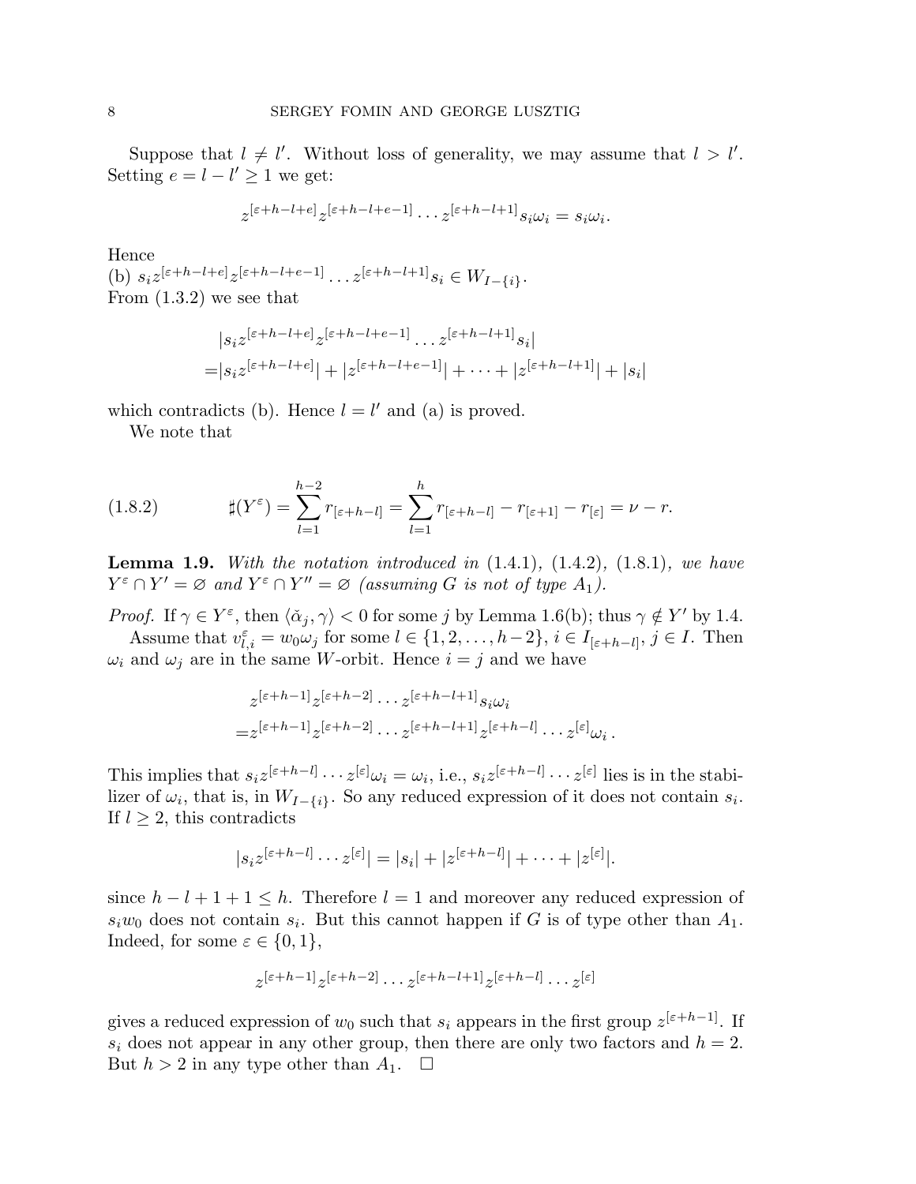Suppose that $l \neq l'$. Without loss of generality, we may assume that $l > l'$. Setting $e = l - l' \geq 1$ we get:

$$z^{[\varepsilon+h-l+e]} z^{[\varepsilon+h-l+e-1]} \dots z^{[\varepsilon+h-l+1]} s_i \omega_i = s_i \omega_i.$$

Hence
(b) $s_i z^{[\varepsilon+h-l+e]} z^{[\varepsilon+h-l+e-1]} \dots z^{[\varepsilon+h-l+1]} s_i \in W_{I-\{i\}}$.
From (1.3.2) we see that

$$\begin{aligned}
&|s_i z^{[\varepsilon+h-l+e]} z^{[\varepsilon+h-l+e-1]} \dots z^{[\varepsilon+h-l+1]} s_i| \\
=&|s_i z^{[\varepsilon+h-l+e]}| + |z^{[\varepsilon+h-l+e-1]}| + \dots + |z^{[\varepsilon+h-l+1]}| + |s_i|
\end{aligned}$$

which contradicts (b). Hence $l = l'$ and (a) is proved.

We note that

$$\sharp(Y^\varepsilon) = \sum_{l=1}^{h-2} r_{[\varepsilon+h-l]} = \sum_{l=1}^{h} r_{[\varepsilon+h-l]} - r_{[\varepsilon+1]} - r_{[\varepsilon]} = \nu - r. \tag{1.8.2}$$

**Lemma 1.9.** *With the notation introduced in* (1.4.1), (1.4.2), (1.8.1), *we have* $Y^\varepsilon \cap Y' = \varnothing$ *and* $Y^\varepsilon \cap Y'' = \varnothing$ *(assuming $G$ is not of type $A_1$).*

*Proof.* If $\gamma \in Y^\varepsilon$, then $\langle \check{\alpha}_j, \gamma \rangle < 0$ for some $j$ by Lemma 1.6(b); thus $\gamma \notin Y'$ by 1.4.

Assume that $v^\varepsilon_{l,i} = w_0 \omega_j$ for some $l \in \{1, 2, \dots, h-2\}$, $i \in I_{[\varepsilon+h-l]}$, $j \in I$. Then $\omega_i$ and $\omega_j$ are in the same $W$-orbit. Hence $i = j$ and we have

$$\begin{aligned}
&z^{[\varepsilon+h-1]} z^{[\varepsilon+h-2]} \dots z^{[\varepsilon+h-l+1]} s_i \omega_i \\
=&z^{[\varepsilon+h-1]} z^{[\varepsilon+h-2]} \dots z^{[\varepsilon+h-l+1]} z^{[\varepsilon+h-l]} \dots z^{[\varepsilon]} \omega_i \, .
\end{aligned}$$

This implies that $s_i z^{[\varepsilon+h-l]} \dots z^{[\varepsilon]} \omega_i = \omega_i$, i.e., $s_i z^{[\varepsilon+h-l]} \dots z^{[\varepsilon]}$ lies is in the stabilizer of $\omega_i$, that is, in $W_{I-\{i\}}$. So any reduced expression of it does not contain $s_i$. If $l \geq 2$, this contradicts

$$|s_i z^{[\varepsilon+h-l]} \dots z^{[\varepsilon]}| = |s_i| + |z^{[\varepsilon+h-l]}| + \dots + |z^{[\varepsilon]}|.$$

since $h - l + 1 + 1 \leq h$. Therefore $l = 1$ and moreover any reduced expression of $s_i w_0$ does not contain $s_i$. But this cannot happen if $G$ is of type other than $A_1$. Indeed, for some $\varepsilon \in \{0, 1\}$,

$$z^{[\varepsilon+h-1]} z^{[\varepsilon+h-2]} \dots z^{[\varepsilon+h-l+1]} z^{[\varepsilon+h-l]} \dots z^{[\varepsilon]}$$

gives a reduced expression of $w_0$ such that $s_i$ appears in the first group $z^{[\varepsilon+h-1]}$. If $s_i$ does not appear in any other group, then there are only two factors and $h = 2$. But $h > 2$ in any type other than $A_1$. $\square$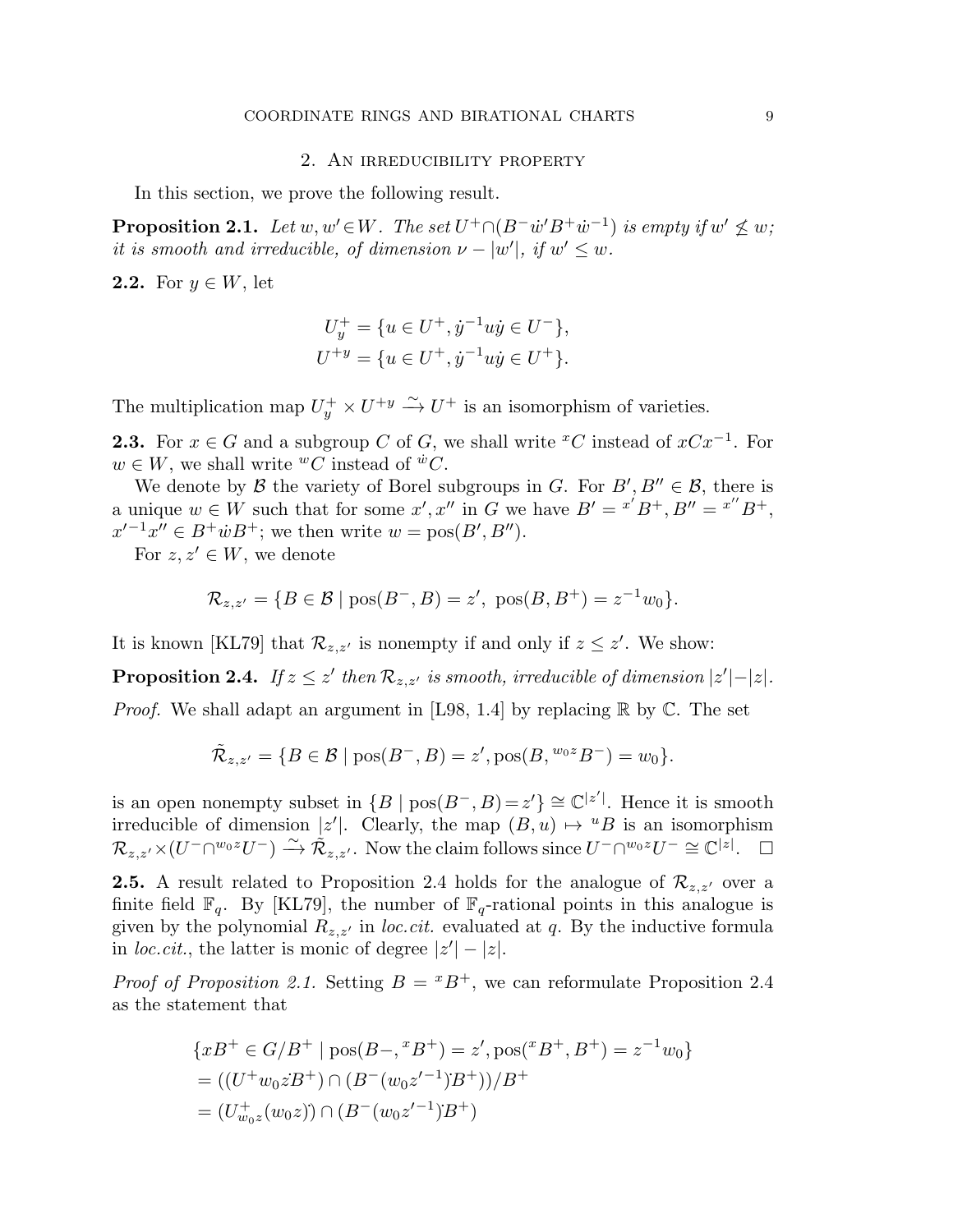## 2. An irreducibility property

In this section, we prove the following result.

**Proposition 2.1.** *Let $w, w' \in W$. The set $U^+ \cap (B^- \dot{w}' B^+ \dot{w}^{-1})$ is empty if $w' \not\leq w$; it is smooth and irreducible, of dimension $\nu - |w'|$, if $w' \leq w$.*

**2.2.** For $y \in W$, let

$$U^+_y = \{u \in U^+, \dot{y}^{-1} u \dot{y} \in U^-\},$$
$$U^{+y} = \{u \in U^+, \dot{y}^{-1} u \dot{y} \in U^+\}.$$

The multiplication map $U^+_y \times U^{+y} \xrightarrow{\sim} U^+$ is an isomorphism of varieties.

**2.3.** For $x \in G$ and a subgroup $C$ of $G$, we shall write ${}^x C$ instead of $xCx^{-1}$. For $w \in W$, we shall write ${}^w C$ instead of ${}^{\dot{w}} C$.

We denote by $\mathcal{B}$ the variety of Borel subgroups in $G$. For $B', B'' \in \mathcal{B}$, there is a unique $w \in W$ such that for some $x', x''$ in $G$ we have $B' = {}^{x'} B^+$, $B'' = {}^{x''} B^+$, $x'^{-1} x'' \in B^+ \dot{w} B^+$; we then write $w = \mathrm{pos}(B', B'')$.

For $z, z' \in W$, we denote

$$\mathcal{R}_{z,z'} = \{B \in \mathcal{B} \mid \mathrm{pos}(B^-, B) = z',\ \mathrm{pos}(B, B^+) = z^{-1} w_0\}.$$

It is known [KL79] that $\mathcal{R}_{z,z'}$ is nonempty if and only if $z \leq z'$. We show:

**Proposition 2.4.** *If $z \leq z'$ then $\mathcal{R}_{z,z'}$ is smooth, irreducible of dimension $|z'| - |z|$.*

*Proof.* We shall adapt an argument in [L98, 1.4] by replacing $\mathbb{R}$ by $\mathbb{C}$. The set

$$\tilde{\mathcal{R}}_{z,z'} = \{B \in \mathcal{B} \mid \mathrm{pos}(B^-, B) = z', \mathrm{pos}(B, {}^{w_0 z} B^-) = w_0\}.$$

is an open nonempty subset in $\{B \mid \mathrm{pos}(B^-, B) = z'\} \cong \mathbb{C}^{|z'|}$. Hence it is smooth irreducible of dimension $|z'|$. Clearly, the map $(B, u) \mapsto {}^u B$ is an isomorphism $\mathcal{R}_{z,z'} \times (U^- \cap {}^{w_0 z} U^-) \xrightarrow{\sim} \tilde{\mathcal{R}}_{z,z'}$. Now the claim follows since $U^- \cap {}^{w_0 z} U^- \cong \mathbb{C}^{|z|}$. $\square$

**2.5.** A result related to Proposition 2.4 holds for the analogue of $\mathcal{R}_{z,z'}$ over a finite field $\mathbb{F}_q$. By [KL79], the number of $\mathbb{F}_q$-rational points in this analogue is given by the polynomial $R_{z,z'}$ in *loc.cit.* evaluated at $q$. By the inductive formula in *loc.cit.*, the latter is monic of degree $|z'| - |z|$.

*Proof of Proposition 2.1.* Setting $B = {}^x B^+$, we can reformulate Proposition 2.4 as the statement that

$$\begin{aligned}
&\{xB^+ \in G/B^+ \mid \mathrm{pos}(B-, {}^x B^+) = z', \mathrm{pos}({}^x B^+, B^+) = z^{-1} w_0\} \\
&= ((U^+ w_0 \dot{z} B^+) \cap (B^- (w_0 z'^{-1})\dot{} B^+))/B^+ \\
&= (U^+_{w_0 z} (w_0 z)\dot{}) \cap (B^- (w_0 z'^{-1})\dot{} B^+)
\end{aligned}$$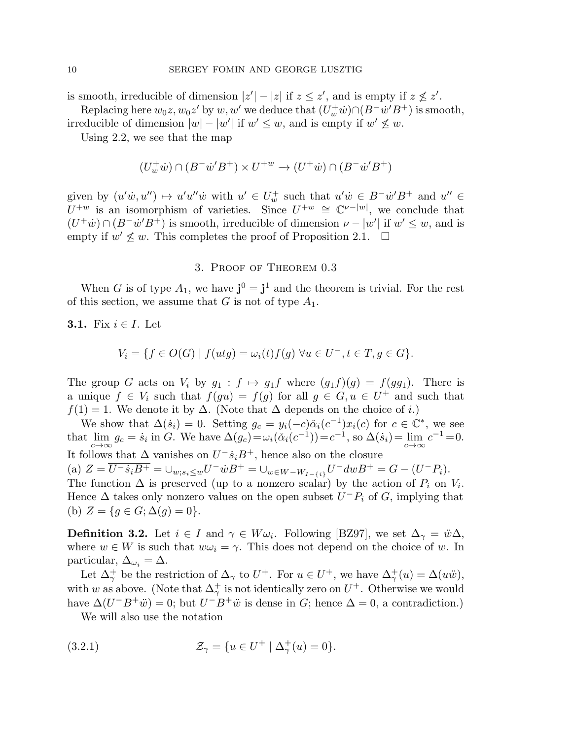is smooth, irreducible of dimension $|z'| - |z|$ if $z \le z'$, and is empty if $z \not\le z'$.

Replacing here $w_0 z, w_0 z'$ by $w, w'$ we deduce that $(U^+_w \dot{w}) \cap (B^- \dot{w}' B^+)$ is smooth, irreducible of dimension $|w| - |w'|$ if $w' \le w$, and is empty if $w' \not\le w$.

Using 2.2, we see that the map

$$(U^+_w \dot{w}) \cap (B^- \dot{w}' B^+) \times U^{+w} \to (U^+ \dot{w}) \cap (B^- \dot{w}' B^+)$$

given by $(u'\dot{w}, u'') \mapsto u'u''\dot{w}$ with $u' \in U^+_w$ such that $u'\dot{w} \in B^- \dot{w}' B^+$ and $u'' \in U^{+w}$ is an isomorphism of varieties. Since $U^{+w} \cong \mathbb{C}^{\nu - |w|}$, we conclude that $(U^+ \dot{w}) \cap (B^- \dot{w}' B^+)$ is smooth, irreducible of dimension $\nu - |w'|$ if $w' \le w$, and is empty if $w' \not\le w$. This completes the proof of Proposition 2.1. $\square$

## 3. Proof of Theorem 0.3

When $G$ is of type $A_1$, we have $\mathbf{j}^0 = \mathbf{j}^1$ and the theorem is trivial. For the rest of this section, we assume that $G$ is not of type $A_1$.

**3.1.** Fix $i \in I$. Let

$$V_i = \{f \in O(G) \mid f(utg) = \omega_i(t) f(g) \ \forall u \in U^-, t \in T, g \in G\}.$$

The group $G$ acts on $V_i$ by $g_1 : f \mapsto g_1 f$ where $(g_1 f)(g) = f(gg_1)$. There is a unique $f \in V_i$ such that $f(gu) = f(g)$ for all $g \in G, u \in U^+$ and such that $f(1) = 1$. We denote it by $\Delta$. (Note that $\Delta$ depends on the choice of $i$.)

We show that $\Delta(\dot{s}_i) = 0$. Setting $g_c = y_i(-c)\check{\alpha}_i(c^{-1})x_i(c)$ for $c \in \mathbb{C}^*$, we see that $\lim\limits_{c\to\infty} g_c = \dot{s}_i$ in $G$. We have $\Delta(g_c) = \omega_i(\check{\alpha}_i(c^{-1})) = c^{-1}$, so $\Delta(\dot{s}_i) = \lim\limits_{c\to\infty} c^{-1} = 0$. It follows that $\Delta$ vanishes on $U^- \dot{s}_i B^+$, hence also on the closure
(a) $Z = \overline{U^- \dot{s}_i B^+} = \cup_{w; s_i \le w} U^- \dot{w} B^+ = \cup_{w \in W - W_{I - \{i\}}} U^- dw B^+ = G - (U^- P_i)$.
The function $\Delta$ is preserved (up to a nonzero scalar) by the action of $P_i$ on $V_i$. Hence $\Delta$ takes only nonzero values on the open subset $U^- P_i$ of $G$, implying that
(b) $Z = \{g \in G; \Delta(g) = 0\}$.

**Definition 3.2.** Let $i \in I$ and $\gamma \in W\omega_i$. Following [BZ97], we set $\Delta_\gamma = \ddot{w}\Delta$, where $w \in W$ is such that $w\omega_i = \gamma$. This does not depend on the choice of $w$. In particular, $\Delta_{\omega_i} = \Delta$.

Let $\Delta^+_\gamma$ be the restriction of $\Delta_\gamma$ to $U^+$. For $u \in U^+$, we have $\Delta^+_\gamma(u) = \Delta(u\ddot{w})$, with $w$ as above. (Note that $\Delta^+_\gamma$ is not identically zero on $U^+$. Otherwise we would have $\Delta(U^- B^+ \ddot{w}) = 0$; but $U^- B^+ \ddot{w}$ is dense in $G$; hence $\Delta = 0$, a contradiction.)

We will also use the notation

$$\mathcal{Z}_\gamma = \{u \in U^+ \mid \Delta^+_\gamma(u) = 0\}. \tag{3.2.1}$$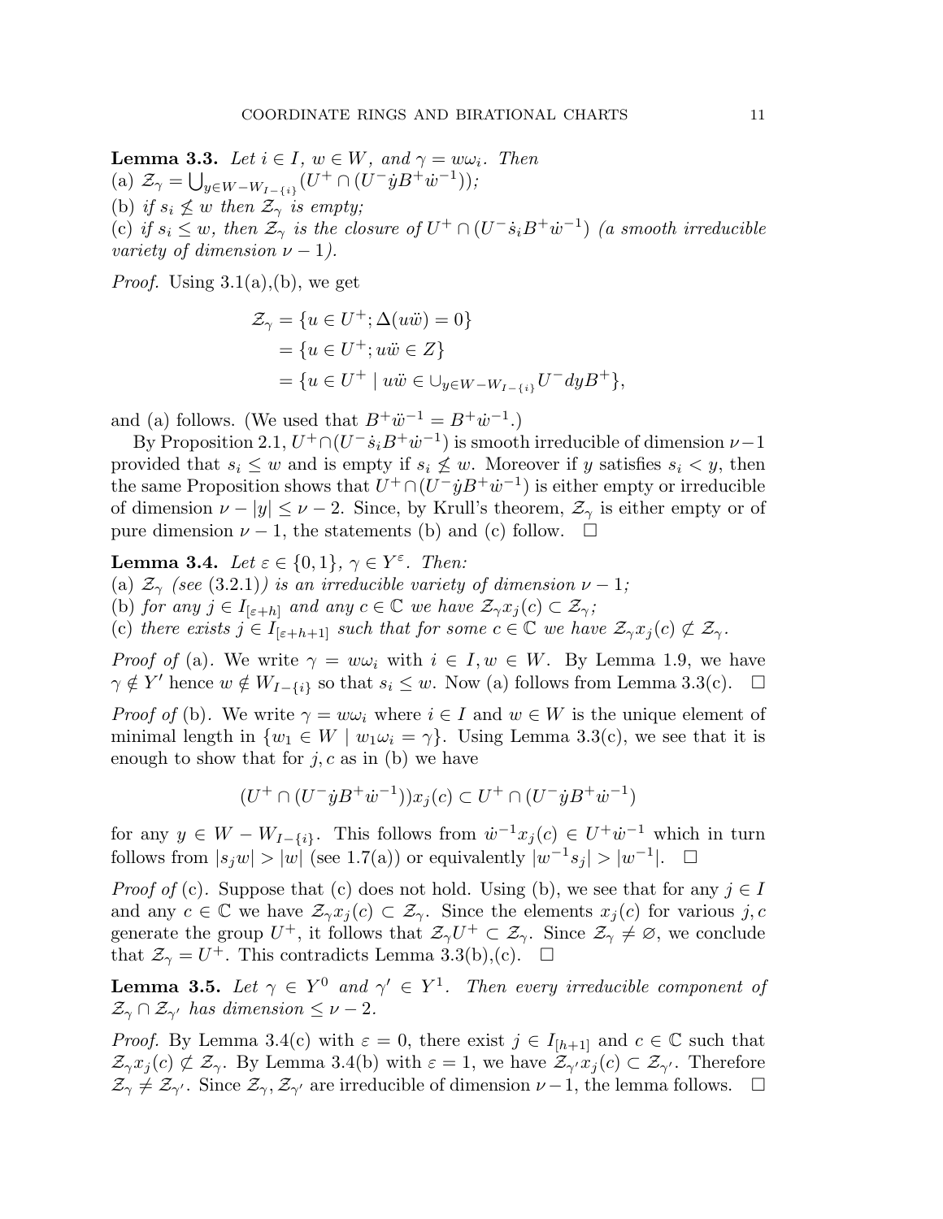**Lemma 3.3.** *Let $i \in I$, $w \in W$, and $\gamma = w\omega_i$. Then*
(a) $\mathcal{Z}_\gamma = \bigcup_{y \in W - W_{I-\{i\}}} (U^+ \cap (U^- \dot{y} B^+ \dot{w}^{-1}))$;
(b) *if $s_i \not\leq w$ then $\mathcal{Z}_\gamma$ is empty;*
(c) *if $s_i \leq w$, then $\mathcal{Z}_\gamma$ is the closure of $U^+ \cap (U^- \dot{s}_i B^+ \dot{w}^{-1})$ (a smooth irreducible variety of dimension $\nu - 1$).*

*Proof.* Using 3.1(a),(b), we get

$$\begin{aligned}
\mathcal{Z}_\gamma &= \{u \in U^+; \Delta(u\ddot{w}) = 0\} \\
&= \{u \in U^+; u\ddot{w} \in Z\} \\
&= \{u \in U^+ \mid u\ddot{w} \in \cup_{y \in W - W_{I-\{i\}}} U^- dy B^+\},
\end{aligned}$$

and (a) follows. (We used that $B^+\ddot{w}^{-1} = B^+\dot{w}^{-1}$.)

By Proposition 2.1, $U^+ \cap (U^- \dot{s}_i B^+ \dot{w}^{-1})$ is smooth irreducible of dimension $\nu - 1$ provided that $s_i \leq w$ and is empty if $s_i \not\leq w$. Moreover if $y$ satisfies $s_i < y$, then the same Proposition shows that $U^+ \cap (U^- \dot{y} B^+ \dot{w}^{-1})$ is either empty or irreducible of dimension $\nu - |y| \leq \nu - 2$. Since, by Krull's theorem, $\mathcal{Z}_\gamma$ is either empty or of pure dimension $\nu - 1$, the statements (b) and (c) follow. $\square$

**Lemma 3.4.** *Let $\varepsilon \in \{0, 1\}$, $\gamma \in Y^\varepsilon$. Then:*
(a) *$\mathcal{Z}_\gamma$ (see (3.2.1)) is an irreducible variety of dimension $\nu - 1$;*
(b) *for any $j \in I_{[\varepsilon+h]}$ and any $c \in \mathbb{C}$ we have $\mathcal{Z}_\gamma x_j(c) \subset \mathcal{Z}_\gamma$;*
(c) *there exists $j \in I_{[\varepsilon+h+1]}$ such that for some $c \in \mathbb{C}$ we have $\mathcal{Z}_\gamma x_j(c) \not\subset \mathcal{Z}_\gamma$.*

*Proof of* (a). We write $\gamma = w\omega_i$ with $i \in I, w \in W$. By Lemma 1.9, we have $\gamma \notin Y'$ hence $w \notin W_{I-\{i\}}$ so that $s_i \leq w$. Now (a) follows from Lemma 3.3(c). $\square$

*Proof of* (b). We write $\gamma = w\omega_i$ where $i \in I$ and $w \in W$ is the unique element of minimal length in $\{w_1 \in W \mid w_1\omega_i = \gamma\}$. Using Lemma 3.3(c), we see that it is enough to show that for $j, c$ as in (b) we have

$$(U^+ \cap (U^- \dot{y} B^+ \dot{w}^{-1}))x_j(c) \subset U^+ \cap (U^- \dot{y} B^+ \dot{w}^{-1})$$

for any $y \in W - W_{I-\{i\}}$. This follows from $\dot{w}^{-1} x_j(c) \in U^+ \dot{w}^{-1}$ which in turn follows from $|s_j w| > |w|$ (see 1.7(a)) or equivalently $|w^{-1}s_j| > |w^{-1}|$. $\square$

*Proof of* (c). Suppose that (c) does not hold. Using (b), we see that for any $j \in I$ and any $c \in \mathbb{C}$ we have $\mathcal{Z}_\gamma x_j(c) \subset \mathcal{Z}_\gamma$. Since the elements $x_j(c)$ for various $j, c$ generate the group $U^+$, it follows that $\mathcal{Z}_\gamma U^+ \subset \mathcal{Z}_\gamma$. Since $\mathcal{Z}_\gamma \neq \varnothing$, we conclude that $\mathcal{Z}_\gamma = U^+$. This contradicts Lemma 3.3(b),(c). $\square$

**Lemma 3.5.** *Let $\gamma \in Y^0$ and $\gamma' \in Y^1$. Then every irreducible component of $\mathcal{Z}_\gamma \cap \mathcal{Z}_{\gamma'}$ has dimension $\leq \nu - 2$.*

*Proof.* By Lemma 3.4(c) with $\varepsilon = 0$, there exist $j \in I_{[h+1]}$ and $c \in \mathbb{C}$ such that $\mathcal{Z}_\gamma x_j(c) \not\subset \mathcal{Z}_\gamma$. By Lemma 3.4(b) with $\varepsilon = 1$, we have $\mathcal{Z}_{\gamma'} x_j(c) \subset \mathcal{Z}_{\gamma'}$. Therefore $\mathcal{Z}_\gamma \neq \mathcal{Z}_{\gamma'}$. Since $\mathcal{Z}_\gamma, \mathcal{Z}_{\gamma'}$ are irreducible of dimension $\nu - 1$, the lemma follows. $\square$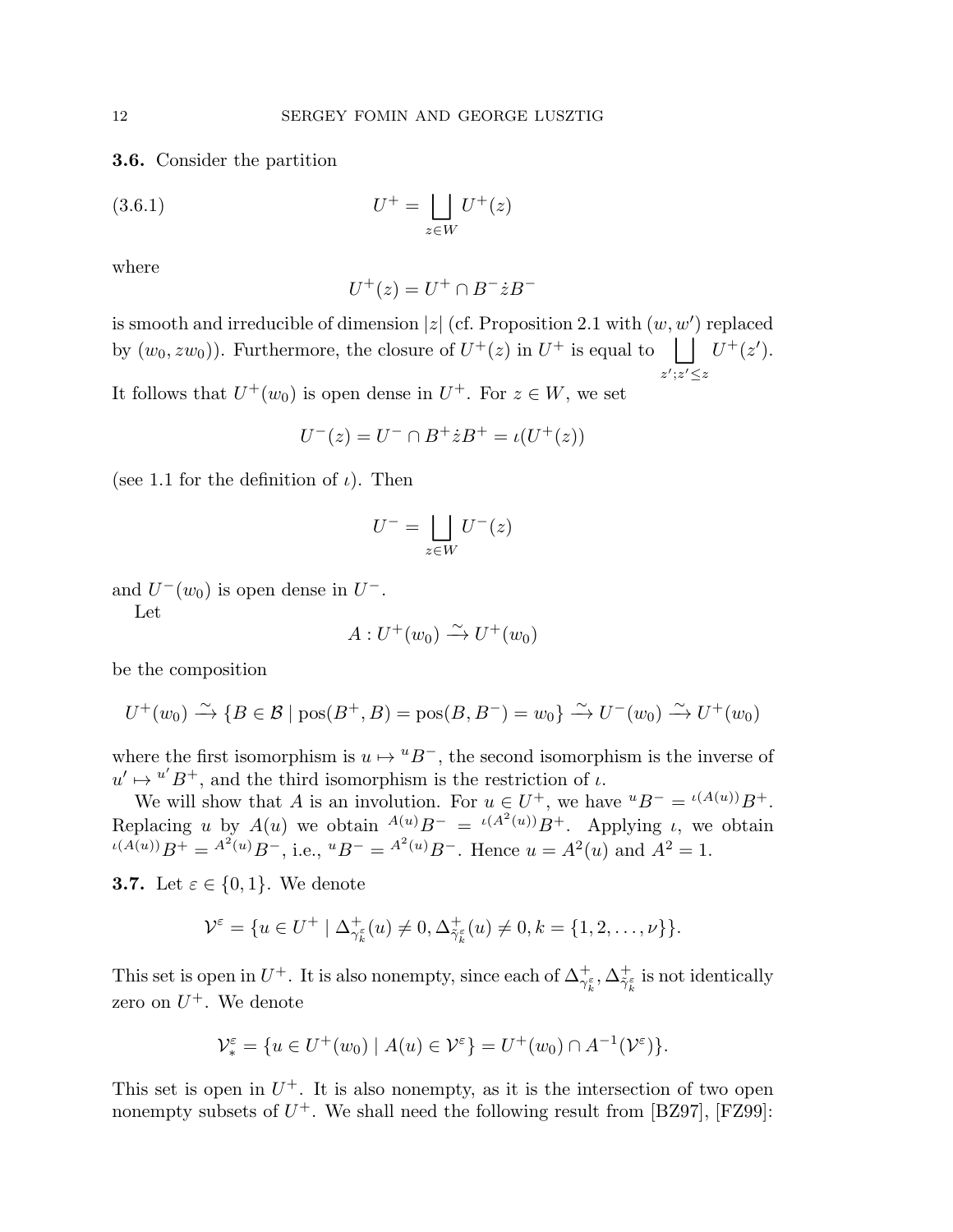**3.6.** Consider the partition

$$U^+ = \bigsqcup_{z \in W} U^+(z) \tag{3.6.1}$$

where

$$U^+(z) = U^+ \cap B^- \dot{z} B^-$$

is smooth and irreducible of dimension $|z|$ (cf. Proposition 2.1 with $(w, w')$ replaced by $(w_0, zw_0)$). Furthermore, the closure of $U^+(z)$ in $U^+$ is equal to $\bigsqcup_{z';z' \leq z} U^+(z')$. It follows that $U^+(w_0)$ is open dense in $U^+$. For $z \in W$, we set

$$U^-(z) = U^- \cap B^+ \dot{z} B^+ = \iota(U^+(z))$$

(see 1.1 for the definition of $\iota$). Then

$$U^- = \bigsqcup_{z \in W} U^-(z)$$

and $U^-(w_0)$ is open dense in $U^-$.

Let

$$A : U^+(w_0) \xrightarrow{\sim} U^+(w_0)$$

be the composition

$$U^+(w_0) \xrightarrow{\sim} \{B \in \mathcal{B} \mid \mathrm{pos}(B^+, B) = \mathrm{pos}(B, B^-) = w_0\} \xrightarrow{\sim} U^-(w_0) \xrightarrow{\sim} U^+(w_0)$$

where the first isomorphism is $u \mapsto {}^u B^-$, the second isomorphism is the inverse of $u' \mapsto {}^{u'} B^+$, and the third isomorphism is the restriction of $\iota$.

We will show that $A$ is an involution. For $u \in U^+$, we have ${}^u B^- = {}^{\iota(A(u))} B^+$. Replacing $u$ by $A(u)$ we obtain ${}^{A(u)} B^- = {}^{\iota(A^2(u))} B^+$. Applying $\iota$, we obtain ${}^{\iota(A(u))} B^+ = {}^{A^2(u)} B^-$, i.e., ${}^u B^- = {}^{A^2(u)} B^-$. Hence $u = A^2(u)$ and $A^2 = 1$.

**3.7.** Let $\varepsilon \in \{0, 1\}$. We denote

$$\mathcal{V}^\varepsilon = \{u \in U^+ \mid \Delta^+_{\gamma^\varepsilon_k}(u) \neq 0, \Delta^+_{\tilde{\gamma}^\varepsilon_k}(u) \neq 0, k = \{1, 2, \ldots, \nu\}\}.$$

This set is open in $U^+$. It is also nonempty, since each of $\Delta^+_{\gamma^\varepsilon_k}, \Delta^+_{\tilde{\gamma}^\varepsilon_k}$ is not identically zero on $U^+$. We denote

$$\mathcal{V}^\varepsilon_* = \{u \in U^+(w_0) \mid A(u) \in \mathcal{V}^\varepsilon\} = U^+(w_0) \cap A^{-1}(\mathcal{V}^\varepsilon)\}.$$

This set is open in $U^+$. It is also nonempty, as it is the intersection of two open nonempty subsets of $U^+$. We shall need the following result from [BZ97], [FZ99]: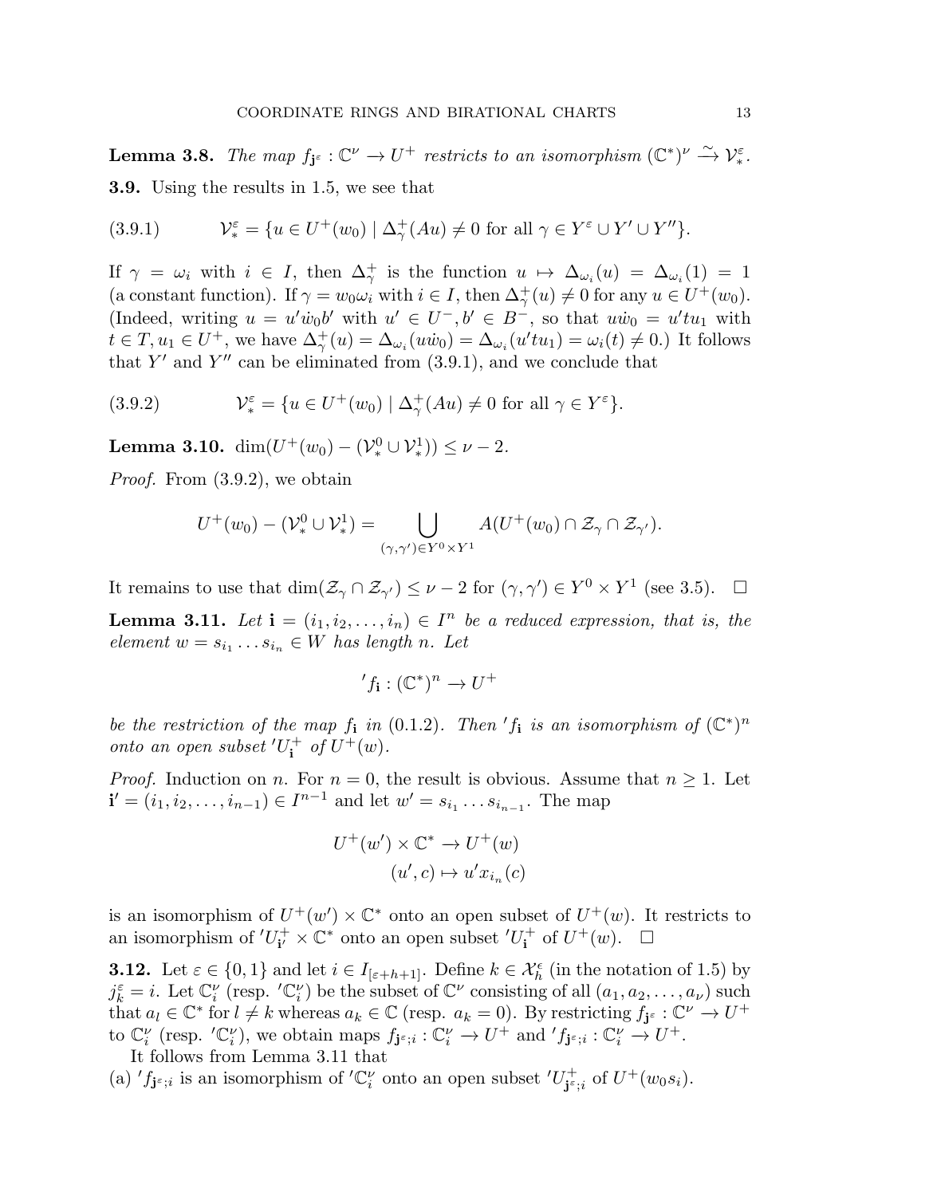**Lemma 3.8.** *The map $f_{\mathbf{j}^\varepsilon} : \mathbb{C}^\nu \to U^+$ restricts to an isomorphism $(\mathbb{C}^*)^\nu \xrightarrow{\sim} \mathcal{V}^\varepsilon_*$.*

**3.9.** Using the results in 1.5, we see that

$$\mathcal{V}^\varepsilon_* = \{u \in U^+(w_0) \mid \Delta^+_\gamma(Au) \neq 0 \text{ for all } \gamma \in Y^\varepsilon \cup Y' \cup Y''\}. \tag{3.9.1}$$

If $\gamma = \omega_i$ with $i \in I$, then $\Delta^+_\gamma$ is the function $u \mapsto \Delta_{\omega_i}(u) = \Delta_{\omega_i}(1) = 1$ (a constant function). If $\gamma = w_0\omega_i$ with $i \in I$, then $\Delta^+_\gamma(u) \neq 0$ for any $u \in U^+(w_0)$. (Indeed, writing $u = u'\dot{w}_0 b'$ with $u' \in U^-, b' \in B^-$, so that $u\dot{w}_0 = u'tu_1$ with $t \in T, u_1 \in U^+$, we have $\Delta^+_\gamma(u) = \Delta_{\omega_i}(u\dot{w}_0) = \Delta_{\omega_i}(u'tu_1) = \omega_i(t) \neq 0$.) It follows that $Y'$ and $Y''$ can be eliminated from (3.9.1), and we conclude that

$$\mathcal{V}^\varepsilon_* = \{u \in U^+(w_0) \mid \Delta^+_\gamma(Au) \neq 0 \text{ for all } \gamma \in Y^\varepsilon\}. \tag{3.9.2}$$

**Lemma 3.10.** $\dim(U^+(w_0) - (\mathcal{V}^0_* \cup \mathcal{V}^1_*)) \leq \nu - 2$.

*Proof.* From (3.9.2), we obtain

$$U^+(w_0) - (\mathcal{V}^0_* \cup \mathcal{V}^1_*) = \bigcup_{(\gamma,\gamma') \in Y^0 \times Y^1} A(U^+(w_0) \cap \mathcal{Z}_\gamma \cap \mathcal{Z}_{\gamma'}).$$

It remains to use that $\dim(\mathcal{Z}_\gamma \cap \mathcal{Z}_{\gamma'}) \leq \nu - 2$ for $(\gamma, \gamma') \in Y^0 \times Y^1$ (see 3.5). $\square$

**Lemma 3.11.** *Let $\mathbf{i} = (i_1, i_2, \ldots, i_n) \in I^n$ be a reduced expression, that is, the element $w = s_{i_1} \ldots s_{i_n} \in W$ has length $n$. Let*

$${}'f_{\mathbf{i}} : (\mathbb{C}^*)^n \to U^+$$

*be the restriction of the map $f_{\mathbf{i}}$ in (0.1.2). Then ${}'f_{\mathbf{i}}$ is an isomorphism of $(\mathbb{C}^*)^n$ onto an open subset ${}'U^+_{\mathbf{i}}$ of $U^+(w)$.*

*Proof.* Induction on $n$. For $n = 0$, the result is obvious. Assume that $n \geq 1$. Let $\mathbf{i}' = (i_1, i_2, \ldots, i_{n-1}) \in I^{n-1}$ and let $w' = s_{i_1} \ldots s_{i_{n-1}}$. The map

$$U^+(w') \times \mathbb{C}^* \to U^+(w)$$
$$(u', c) \mapsto u' x_{i_n}(c)$$

is an isomorphism of $U^+(w') \times \mathbb{C}^*$ onto an open subset of $U^+(w)$. It restricts to an isomorphism of ${}'U^+_{\mathbf{i}'} \times \mathbb{C}^*$ onto an open subset ${}'U^+_{\mathbf{i}}$ of $U^+(w)$. $\square$

**3.12.** Let $\varepsilon \in \{0, 1\}$ and let $i \in I_{[\varepsilon+h+1]}$. Define $k \in \mathcal{X}^\epsilon_h$ (in the notation of 1.5) by $j^\varepsilon_k = i$. Let $\mathbb{C}^\nu_i$ (resp. ${}'\mathbb{C}^\nu_i$) be the subset of $\mathbb{C}^\nu$ consisting of all $(a_1, a_2, \ldots, a_\nu)$ such that $a_l \in \mathbb{C}^*$ for $l \neq k$ whereas $a_k \in \mathbb{C}$ (resp. $a_k = 0$). By restricting $f_{\mathbf{j}^\varepsilon} : \mathbb{C}^\nu \to U^+$ to $\mathbb{C}^\nu_i$ (resp. ${}'\mathbb{C}^\nu_i$), we obtain maps $f_{\mathbf{j}^\varepsilon;i} : \mathbb{C}^\nu_i \to U^+$ and ${}'f_{\mathbf{j}^\varepsilon;i} : \mathbb{C}^\nu_i \to U^+$.

It follows from Lemma 3.11 that

(a) ${}'f_{\mathbf{j}^\varepsilon;i}$ is an isomorphism of ${}'\mathbb{C}^\nu_i$ onto an open subset ${}'U^+_{\mathbf{j}^\varepsilon;i}$ of $U^+(w_0 s_i)$.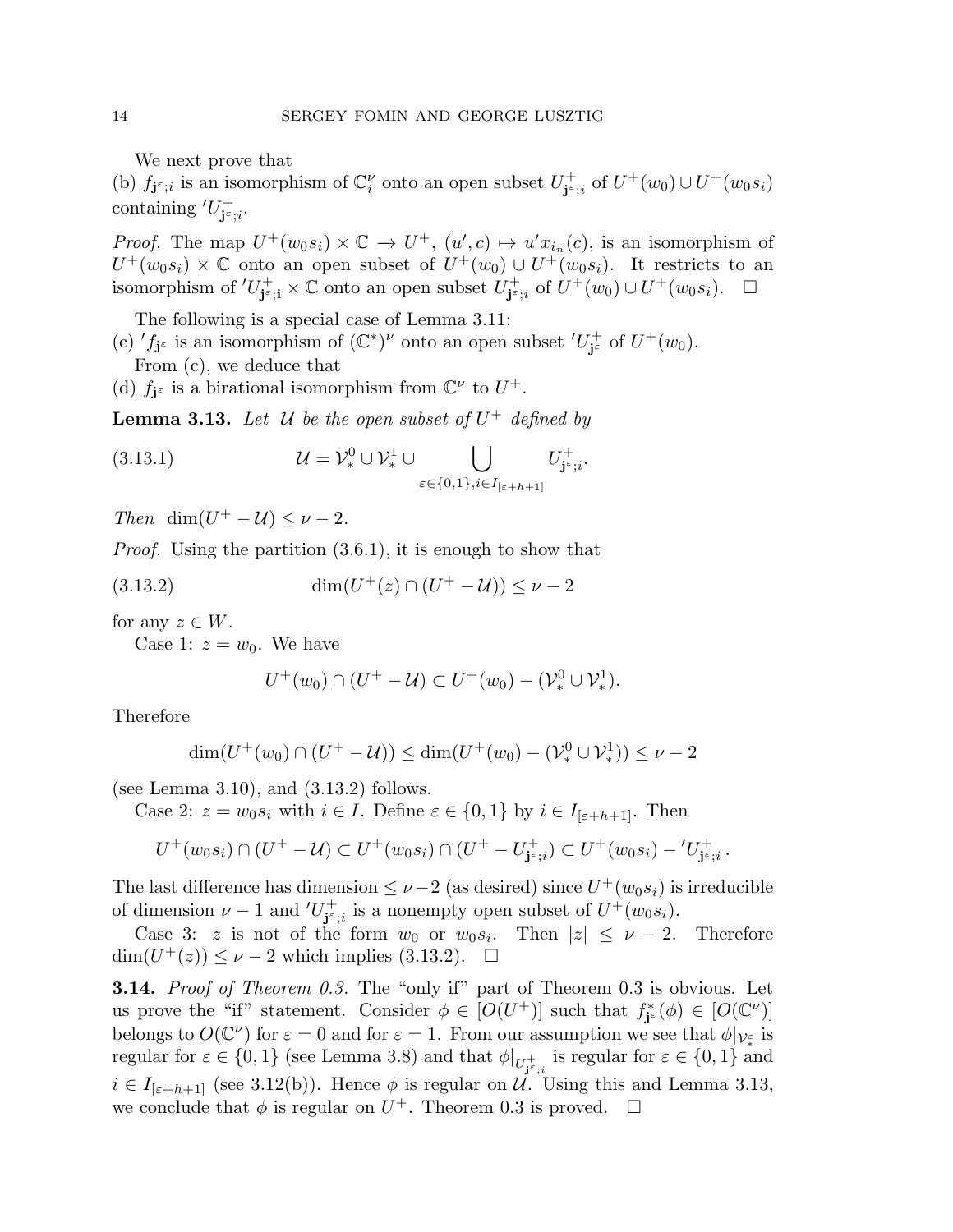We next prove that

(b) $f_{\mathbf{j}^\varepsilon;i}$ is an isomorphism of $\mathbb{C}^\nu_i$ onto an open subset $U^+_{\mathbf{j}^\varepsilon;i}$ of $U^+(w_0) \cup U^+(w_0 s_i)$ containing ${}'U^+_{\mathbf{j}^\varepsilon;i}$.

*Proof.* The map $U^+(w_0 s_i) \times \mathbb{C} \to U^+$, $(u', c) \mapsto u' x_{i_n}(c)$, is an isomorphism of $U^+(w_0 s_i) \times \mathbb{C}$ onto an open subset of $U^+(w_0) \cup U^+(w_0 s_i)$. It restricts to an isomorphism of ${}'U^+_{\mathbf{j}^\varepsilon;\mathbf{i}} \times \mathbb{C}$ onto an open subset $U^+_{\mathbf{j}^\varepsilon;i}$ of $U^+(w_0) \cup U^+(w_0 s_i)$. $\square$

The following is a special case of Lemma 3.11:

(c) ${}'f_{\mathbf{j}^\varepsilon}$ is an isomorphism of $(\mathbb{C}^*)^\nu$ onto an open subset ${}'U^+_{\mathbf{j}^\varepsilon}$ of $U^+(w_0)$.

From (c), we deduce that

(d) $f_{\mathbf{j}^\varepsilon}$ is a birational isomorphism from $\mathbb{C}^\nu$ to $U^+$.

**Lemma 3.13.** *Let $\mathcal{U}$ be the open subset of $U^+$ defined by*

$$\mathcal{U} = \mathcal{V}^0_* \cup \mathcal{V}^1_* \cup \bigcup_{\varepsilon \in \{0,1\}, i \in I_{[\varepsilon+h+1]}} U^+_{\mathbf{j}^\varepsilon;i}. \tag{3.13.1}$$

*Then* $\dim(U^+ - \mathcal{U}) \le \nu - 2$.

*Proof.* Using the partition (3.6.1), it is enough to show that

$$\dim(U^+(z) \cap (U^+ - \mathcal{U})) \le \nu - 2 \tag{3.13.2}$$

for any $z \in W$.

Case 1: $z = w_0$. We have

$$U^+(w_0) \cap (U^+ - \mathcal{U}) \subset U^+(w_0) - (\mathcal{V}^0_* \cup \mathcal{V}^1_*).$$

Therefore

$$\dim(U^+(w_0) \cap (U^+ - \mathcal{U})) \le \dim(U^+(w_0) - (\mathcal{V}^0_* \cup \mathcal{V}^1_*)) \le \nu - 2$$

(see Lemma 3.10), and (3.13.2) follows.

Case 2: $z = w_0 s_i$ with $i \in I$. Define $\varepsilon \in \{0,1\}$ by $i \in I_{[\varepsilon+h+1]}$. Then

$$U^+(w_0 s_i) \cap (U^+ - \mathcal{U}) \subset U^+(w_0 s_i) \cap (U^+ - U^+_{\mathbf{j}^\varepsilon;i}) \subset U^+(w_0 s_i) - {}'U^+_{\mathbf{j}^\varepsilon;i}\,.$$

The last difference has dimension $\le \nu - 2$ (as desired) since $U^+(w_0 s_i)$ is irreducible of dimension $\nu - 1$ and ${}'U^+_{\mathbf{j}^\varepsilon;i}$ is a nonempty open subset of $U^+(w_0 s_i)$.

Case 3: $z$ is not of the form $w_0$ or $w_0 s_i$. Then $|z| \le \nu - 2$. Therefore $\dim(U^+(z)) \le \nu - 2$ which implies (3.13.2). $\square$

**3.14.** *Proof of Theorem 0.3.* The "only if" part of Theorem 0.3 is obvious. Let us prove the "if" statement. Consider $\phi \in [O(U^+)]$ such that $f^*_{\mathbf{j}^\varepsilon}(\phi) \in [O(\mathbb{C}^\nu)]$ belongs to $O(\mathbb{C}^\nu)$ for $\varepsilon = 0$ and for $\varepsilon = 1$. From our assumption we see that $\phi|_{\mathcal{V}^\varepsilon_*}$ is regular for $\varepsilon \in \{0,1\}$ (see Lemma 3.8) and that $\phi|_{U^+_{\mathbf{j}^\varepsilon;i}}$ is regular for $\varepsilon \in \{0,1\}$ and $i \in I_{[\varepsilon+h+1]}$ (see 3.12(b)). Hence $\phi$ is regular on $\mathcal{U}$. Using this and Lemma 3.13, we conclude that $\phi$ is regular on $U^+$. Theorem 0.3 is proved. $\square$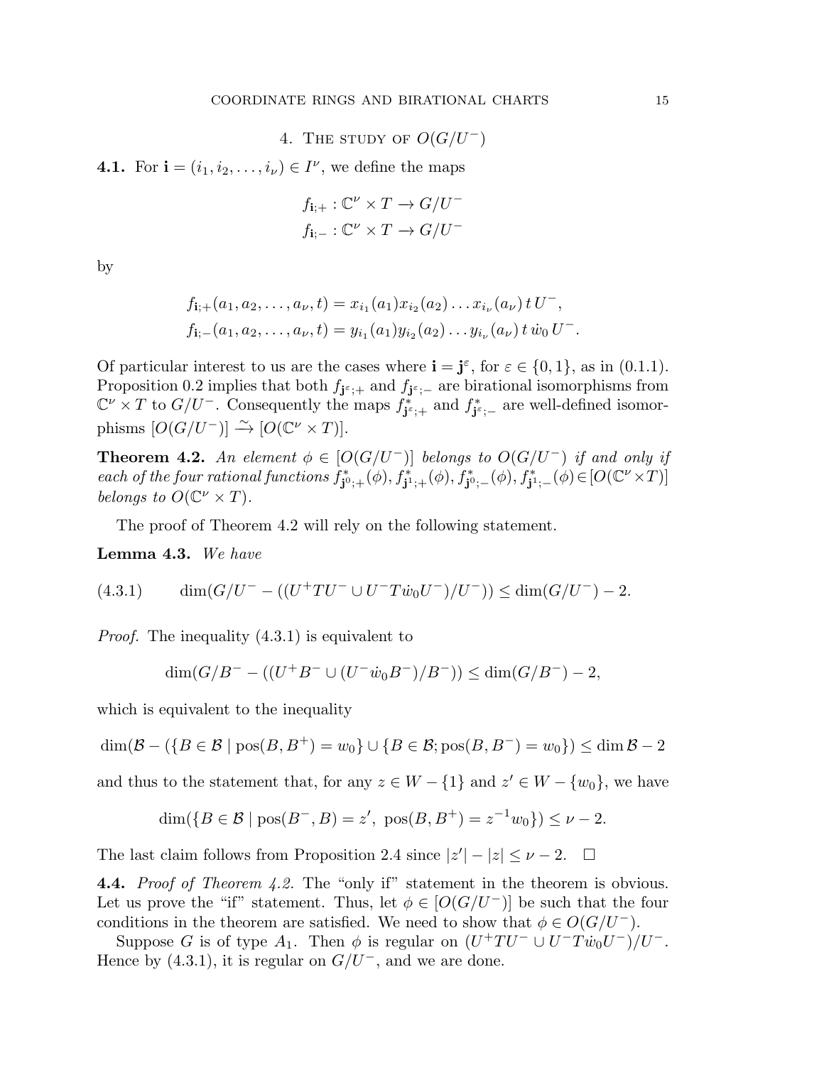## 4. The study of $O(G/U^-)$

**4.1.** For $\mathbf{i} = (i_1, i_2, \dots, i_\nu) \in I^\nu$, we define the maps

$$f_{\mathbf{i};+} : \mathbb{C}^\nu \times T \to G/U^-$$
$$f_{\mathbf{i};-} : \mathbb{C}^\nu \times T \to G/U^-$$

by

$$f_{\mathbf{i};+}(a_1, a_2, \dots, a_\nu, t) = x_{i_1}(a_1) x_{i_2}(a_2) \dots x_{i_\nu}(a_\nu)\, t\, U^-,$$
$$f_{\mathbf{i};-}(a_1, a_2, \dots, a_\nu, t) = y_{i_1}(a_1) y_{i_2}(a_2) \dots y_{i_\nu}(a_\nu)\, t\, \dot{w}_0\, U^-.$$

Of particular interest to us are the cases where $\mathbf{i} = \mathbf{j}^\varepsilon$, for $\varepsilon \in \{0, 1\}$, as in (0.1.1). Proposition 0.2 implies that both $f_{\mathbf{j}^\varepsilon;+}$ and $f_{\mathbf{j}^\varepsilon;-}$ are birational isomorphisms from $\mathbb{C}^\nu \times T$ to $G/U^-$. Consequently the maps $f^*_{\mathbf{j}^\varepsilon;+}$ and $f^*_{\mathbf{j}^\varepsilon;-}$ are well-defined isomorphisms $[O(G/U^-)] \xrightarrow{\sim} [O(\mathbb{C}^\nu \times T)]$.

**Theorem 4.2.** *An element $\phi \in [O(G/U^-)]$ belongs to $O(G/U^-)$ if and only if each of the four rational functions $f^*_{\mathbf{j}^0;+}(\phi), f^*_{\mathbf{j}^1;+}(\phi), f^*_{\mathbf{j}^0;-}(\phi), f^*_{\mathbf{j}^1;-}(\phi) \in [O(\mathbb{C}^\nu \times T)]$ belongs to $O(\mathbb{C}^\nu \times T)$.*

The proof of Theorem 4.2 will rely on the following statement.

**Lemma 4.3.** *We have*

$$\dim(G/U^- - ((U^+TU^- \cup U^-T\dot{w}_0U^-)/U^-)) \le \dim(G/U^-) - 2. \tag{4.3.1}$$

*Proof.* The inequality (4.3.1) is equivalent to

$$\dim(G/B^- - ((U^+B^- \cup (U^-\dot{w}_0B^-)/B^-)) \le \dim(G/B^-) - 2,$$

which is equivalent to the inequality

$$\dim(\mathcal{B} - (\{B \in \mathcal{B} \mid \mathrm{pos}(B, B^+) = w_0\} \cup \{B \in \mathcal{B}; \mathrm{pos}(B, B^-) = w_0\}) \le \dim \mathcal{B} - 2$$

and thus to the statement that, for any $z \in W - \{1\}$ and $z' \in W - \{w_0\}$, we have

$$\dim(\{B \in \mathcal{B} \mid \mathrm{pos}(B^-, B) = z',\ \mathrm{pos}(B, B^+) = z^{-1}w_0\}) \le \nu - 2.$$

The last claim follows from Proposition 2.4 since $|z'| - |z| \le \nu - 2$. $\square$

**4.4.** *Proof of Theorem 4.2.* The "only if" statement in the theorem is obvious. Let us prove the "if" statement. Thus, let $\phi \in [O(G/U^-)]$ be such that the four conditions in the theorem are satisfied. We need to show that $\phi \in O(G/U^-)$.

Suppose $G$ is of type $A_1$. Then $\phi$ is regular on $(U^+TU^- \cup U^-T\dot{w}_0U^-)/U^-$. Hence by (4.3.1), it is regular on $G/U^-$, and we are done.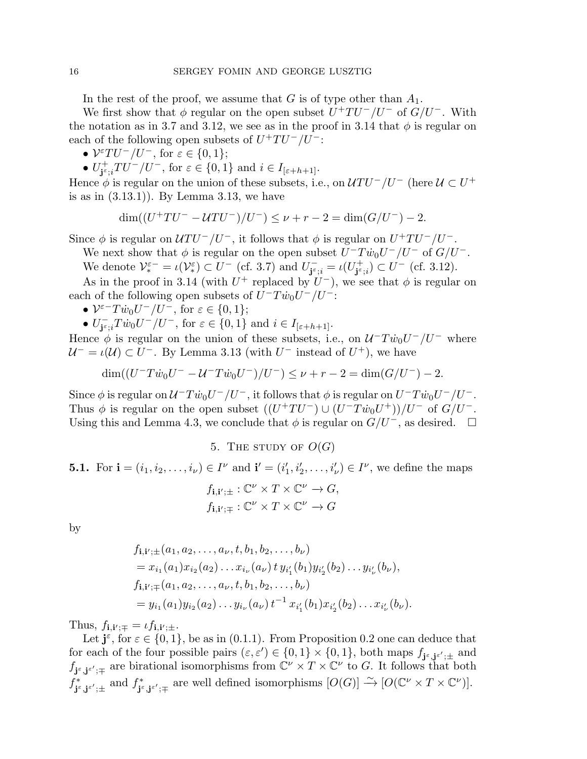In the rest of the proof, we assume that $G$ is of type other than $A_1$.

We first show that $\phi$ regular on the open subset $U^+TU^-/U^-$ of $G/U^-$. With the notation as in 3.7 and 3.12, we see as in the proof in 3.14 that $\phi$ is regular on each of the following open subsets of $U^+TU^-/U^-$:

- $\mathcal{V}^\varepsilon TU^-/U^-$, for $\varepsilon \in \{0,1\}$;
- $U^+_{\mathbf{j}^\varepsilon;i}TU^-/U^-$, for $\varepsilon \in \{0,1\}$ and $i \in I_{[\varepsilon+h+1]}$.

Hence $\phi$ is regular on the union of these subsets, i.e., on $\mathcal{U}TU^-/U^-$ (here $\mathcal{U} \subset U^+$ is as in (3.13.1)). By Lemma 3.13, we have

$$\dim((U^+TU^- - \mathcal{U}TU^-)/U^-) \le \nu + r - 2 = \dim(G/U^-) - 2.$$

Since $\phi$ is regular on $\mathcal{U}TU^-/U^-$, it follows that $\phi$ is regular on $U^+TU^-/U^-$.

We next show that $\phi$ is regular on the open subset $U^-T\dot{w}_0U^-/U^-$ of $G/U^-$.

We denote $\mathcal{V}^{\varepsilon-}_* = \iota(\mathcal{V}^\varepsilon_*) \subset U^-$ (cf. 3.7) and $U^-_{\mathbf{j}^\varepsilon;i} = \iota(U^+_{\mathbf{j}^\varepsilon;i}) \subset U^-$ (cf. 3.12).

As in the proof in 3.14 (with $U^+$ replaced by $U^-$), we see that $\phi$ is regular on each of the following open subsets of $U^-T\dot{w}_0U^-/U^-$:

- $\mathcal{V}^{\varepsilon-}T\dot{w}_0U^-/U^-$, for $\varepsilon \in \{0,1\}$;
- $U^-_{\mathbf{j}^\varepsilon;i}T\dot{w}_0U^-/U^-$, for $\varepsilon \in \{0,1\}$ and $i \in I_{[\varepsilon+h+1]}$.

Hence $\phi$ is regular on the union of these subsets, i.e., on $\mathcal{U}^-T\dot{w}_0U^-/U^-$ where $\mathcal{U}^- = \iota(\mathcal{U}) \subset U^-$. By Lemma 3.13 (with $U^-$ instead of $U^+$), we have

$$\dim((U^-T\dot{w}_0U^- - \mathcal{U}^-T\dot{w}_0U^-)/U^-) \le \nu + r - 2 = \dim(G/U^-) - 2.$$

Since $\phi$ is regular on $\mathcal{U}^-T\dot{w}_0U^-/U^-$, it follows that $\phi$ is regular on $U^-T\dot{w}_0U^-/U^-$. Thus $\phi$ is regular on the open subset $((U^+TU^-) \cup (U^-T\dot{w}_0U^+))/U^-$ of $G/U^-$. Using this and Lemma 4.3, we conclude that $\phi$ is regular on $G/U^-$, as desired. $\square$

## 5. The study of $O(G)$

**5.1.** For $\mathbf{i} = (i_1, i_2, \dots, i_\nu) \in I^\nu$ and $\mathbf{i}' = (i'_1, i'_2, \dots, i'_\nu) \in I^\nu$, we define the maps

$$f_{\mathbf{i},\mathbf{i}';\pm} : \mathbb{C}^\nu \times T \times \mathbb{C}^\nu \to G,$$
$$f_{\mathbf{i},\mathbf{i}';\mp} : \mathbb{C}^\nu \times T \times \mathbb{C}^\nu \to G$$

by

$$\begin{aligned}
&f_{\mathbf{i},\mathbf{i}';\pm}(a_1, a_2, \dots, a_\nu, t, b_1, b_2, \dots, b_\nu)\\
&= x_{i_1}(a_1)x_{i_2}(a_2)\dots x_{i_\nu}(a_\nu)\, t\, y_{i'_1}(b_1)y_{i'_2}(b_2)\dots y_{i'_\nu}(b_\nu),\\
&f_{\mathbf{i},\mathbf{i}';\mp}(a_1, a_2, \dots, a_\nu, t, b_1, b_2, \dots, b_\nu)\\
&= y_{i_1}(a_1)y_{i_2}(a_2)\dots y_{i_\nu}(a_\nu)\, t^{-1}\, x_{i'_1}(b_1)x_{i'_2}(b_2)\dots x_{i'_\nu}(b_\nu).
\end{aligned}$$

Thus, $f_{\mathbf{i},\mathbf{i}';\mp} = \iota f_{\mathbf{i},\mathbf{i}';\pm}$.

Let $\mathbf{j}^\varepsilon$, for $\varepsilon \in \{0,1\}$, be as in (0.1.1). From Proposition 0.2 one can deduce that for each of the four possible pairs $(\varepsilon, \varepsilon') \in \{0,1\} \times \{0,1\}$, both maps $f_{\mathbf{j}^\varepsilon,\mathbf{j}^{\varepsilon'};\pm}$ and $f_{\mathbf{j}^\varepsilon,\mathbf{j}^{\varepsilon'};\mp}$ are birational isomorphisms from $\mathbb{C}^\nu \times T \times \mathbb{C}^\nu$ to $G$. It follows that both $f^*_{\mathbf{j}^\varepsilon,\mathbf{j}^{\varepsilon'};\pm}$ and $f^*_{\mathbf{j}^\varepsilon,\mathbf{j}^{\varepsilon'};\mp}$ are well defined isomorphisms $[O(G)] \xrightarrow{\sim} [O(\mathbb{C}^\nu \times T \times \mathbb{C}^\nu)]$.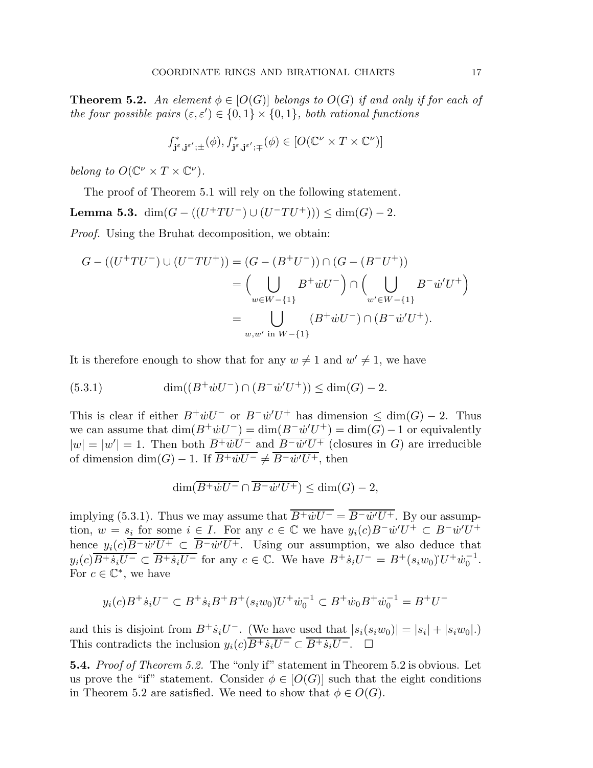**Theorem 5.2.** *An element $\phi \in [O(G)]$ belongs to $O(G)$ if and only if for each of the four possible pairs $(\varepsilon, \varepsilon') \in \{0,1\} \times \{0,1\}$, both rational functions*

$$f^*_{\mathbf{j}^\varepsilon, \mathbf{j}^{\varepsilon'};\pm}(\phi), f^*_{\mathbf{j}^\varepsilon, \mathbf{j}^{\varepsilon'};\mp}(\phi) \in [O(\mathbb{C}^\nu \times T \times \mathbb{C}^\nu)]$$

*belong to $O(\mathbb{C}^\nu \times T \times \mathbb{C}^\nu)$.*

The proof of Theorem 5.1 will rely on the following statement.

**Lemma 5.3.** $\dim(G - ((U^+TU^-) \cup (U^-TU^+))) \leq \dim(G) - 2$.

*Proof.* Using the Bruhat decomposition, we obtain:

$$\begin{aligned}
G - ((U^+TU^-) \cup (U^-TU^+)) &= (G - (B^+U^-)) \cap (G - (B^-U^+)) \\
&= \Big( \bigcup_{w \in W - \{1\}} B^+ \dot{w} U^- \Big) \cap \Big( \bigcup_{w' \in W - \{1\}} B^- \dot{w}' U^+ \Big) \\
&= \bigcup_{w, w' \text{ in } W - \{1\}} (B^+ \dot{w} U^-) \cap (B^- \dot{w}' U^+).
\end{aligned}$$

It is therefore enough to show that for any $w \neq 1$ and $w' \neq 1$, we have

$$\dim((B^+ \dot{w} U^-) \cap (B^- \dot{w}' U^+)) \leq \dim(G) - 2. \tag{5.3.1}$$

This is clear if either $B^+ \dot{w} U^-$ or $B^- \dot{w}' U^+$ has dimension $\leq \dim(G) - 2$. Thus we can assume that $\dim(B^+ \dot{w} U^-) = \dim(B^- \dot{w}' U^+) = \dim(G) - 1$ or equivalently $|w| = |w'| = 1$. Then both $\overline{B^+ \dot{w} U^-}$ and $\overline{B^- \dot{w}' U^+}$ (closures in $G$) are irreducible of dimension $\dim(G) - 1$. If $\overline{B^+ \dot{w} U^-} \neq \overline{B^- \dot{w}' U^+}$, then

$$\dim(\overline{B^+ \dot{w} U^-} \cap \overline{B^- \dot{w}' U^+}) \leq \dim(G) - 2,$$

implying (5.3.1). Thus we may assume that $\overline{B^+ \dot{w} U^-} = \overline{B^- \dot{w}' U^+}$. By our assumption, $w = s_i$ for some $i \in I$. For any $c \in \mathbb{C}$ we have $y_i(c) B^- \dot{w}' U^+ \subset B^- \dot{w}' U^+$ hence $y_i(c) \overline{B^- \dot{w}' U^+} \subset \overline{B^- \dot{w}' U^+}$. Using our assumption, we also deduce that $y_i(c) \overline{B^+ \dot{s}_i U^-} \subset \overline{B^+ \dot{s}_i U^-}$ for any $c \in \mathbb{C}$. We have $B^+ \dot{s}_i U^- = B^+ (s_i w_0)\dot{} U^+ \dot{w}_0^{-1}$. For $c \in \mathbb{C}^*$, we have

$$y_i(c) B^+ \dot{s}_i U^- \subset B^+ \dot{s}_i B^+ B^+ (s_i w_0)\dot{} U^+ \dot{w}_0^{-1} \subset B^+ \dot{w}_0 B^+ \dot{w}_0^{-1} = B^+ U^-$$

and this is disjoint from $B^+ \dot{s}_i U^-$. (We have used that $|s_i(s_i w_0)| = |s_i| + |s_i w_0|$.) This contradicts the inclusion $y_i(c) \overline{B^+ \dot{s}_i U^-} \subset \overline{B^+ \dot{s}_i U^-}$. $\square$

**5.4.** *Proof of Theorem 5.2.* The "only if" statement in Theorem 5.2 is obvious. Let us prove the "if" statement. Consider $\phi \in [O(G)]$ such that the eight conditions in Theorem 5.2 are satisfied. We need to show that $\phi \in O(G)$.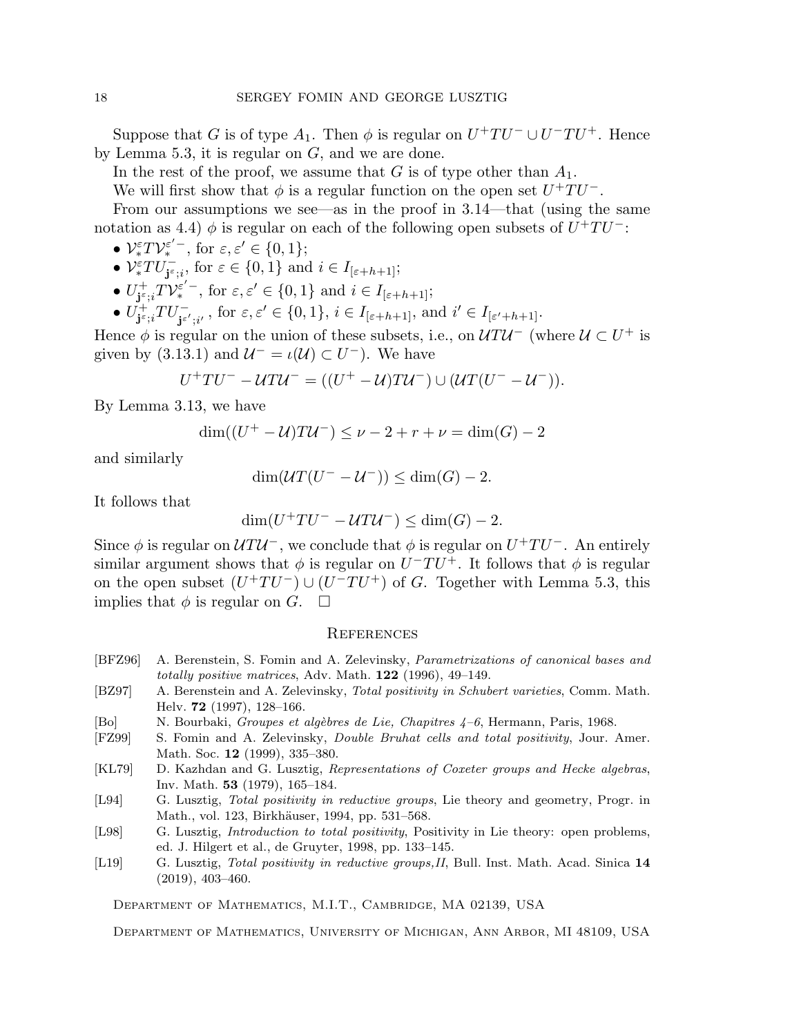Suppose that $G$ is of type $A_1$. Then $\phi$ is regular on $U^+TU^- \cup U^-TU^+$. Hence by Lemma 5.3, it is regular on $G$, and we are done.

In the rest of the proof, we assume that $G$ is of type other than $A_1$.

We will first show that $\phi$ is a regular function on the open set $U^+TU^-$.

From our assumptions we see—as in the proof in 3.14—that (using the same notation as 4.4) $\phi$ is regular on each of the following open subsets of $U^+TU^-$:

- $\mathcal{V}_*^\varepsilon T \mathcal{V}_*^{\varepsilon' -}$, for $\varepsilon, \varepsilon' \in \{0, 1\}$;
- $\mathcal{V}_*^\varepsilon T U^-_{\mathbf{j}^\varepsilon; i}$, for $\varepsilon \in \{0, 1\}$ and $i \in I_{[\varepsilon+h+1]}$;
- $U^+_{\mathbf{j}^\varepsilon; i} T \mathcal{V}_*^{\varepsilon' -}$, for $\varepsilon, \varepsilon' \in \{0, 1\}$ and $i \in I_{[\varepsilon+h+1]}$;
- $U^+_{\mathbf{j}^\varepsilon; i} T U^-_{\mathbf{j}^{\varepsilon'}; i'}$, for $\varepsilon, \varepsilon' \in \{0, 1\}$, $i \in I_{[\varepsilon+h+1]}$, and $i' \in I_{[\varepsilon'+h+1]}$.

Hence $\phi$ is regular on the union of these subsets, i.e., on $\mathcal{U}T\mathcal{U}^-$ (where $\mathcal{U} \subset U^+$ is given by (3.13.1) and $\mathcal{U}^- = \iota(\mathcal{U}) \subset U^-$). We have

$$U^+TU^- - \mathcal{U}T\mathcal{U}^- = ((U^+ - \mathcal{U})T\mathcal{U}^-) \cup (\mathcal{U}T(U^- - \mathcal{U}^-)).$$

By Lemma 3.13, we have

$$\dim((U^+ - \mathcal{U})T\mathcal{U}^-) \le \nu - 2 + r + \nu = \dim(G) - 2$$

and similarly

$$\dim(\mathcal{U}T(U^- - \mathcal{U}^-)) \le \dim(G) - 2.$$

It follows that

$$\dim(U^+TU^- - \mathcal{U}T\mathcal{U}^-) \le \dim(G) - 2.$$

Since $\phi$ is regular on $\mathcal{U}T\mathcal{U}^-$, we conclude that $\phi$ is regular on $U^+TU^-$. An entirely similar argument shows that $\phi$ is regular on $U^-TU^+$. It follows that $\phi$ is regular on the open subset $(U^+TU^-) \cup (U^-TU^+)$ of $G$. Together with Lemma 5.3, this implies that $\phi$ is regular on $G$. $\square$

## References

[BFZ96] A. Berenstein, S. Fomin and A. Zelevinsky, *Parametrizations of canonical bases and totally positive matrices*, Adv. Math. **122** (1996), 49–149.

[BZ97] A. Berenstein and A. Zelevinsky, *Total positivity in Schubert varieties*, Comm. Math. Helv. **72** (1997), 128–166.

[Bo] N. Bourbaki, *Groupes et algèbres de Lie, Chapitres 4–6*, Hermann, Paris, 1968.

[FZ99] S. Fomin and A. Zelevinsky, *Double Bruhat cells and total positivity*, Jour. Amer. Math. Soc. **12** (1999), 335–380.

[KL79] D. Kazhdan and G. Lusztig, *Representations of Coxeter groups and Hecke algebras*, Inv. Math. **53** (1979), 165–184.

[L94] G. Lusztig, *Total positivity in reductive groups*, Lie theory and geometry, Progr. in Math., vol. 123, Birkhäuser, 1994, pp. 531–568.

[L98] G. Lusztig, *Introduction to total positivity*, Positivity in Lie theory: open problems, ed. J. Hilgert et al., de Gruyter, 1998, pp. 133–145.

[L19] G. Lusztig, *Total positivity in reductive groups,II*, Bull. Inst. Math. Acad. Sinica **14** (2019), 403–460.

Department of Mathematics, M.I.T., Cambridge, MA 02139, USA

Department of Mathematics, University of Michigan, Ann Arbor, MI 48109, USA